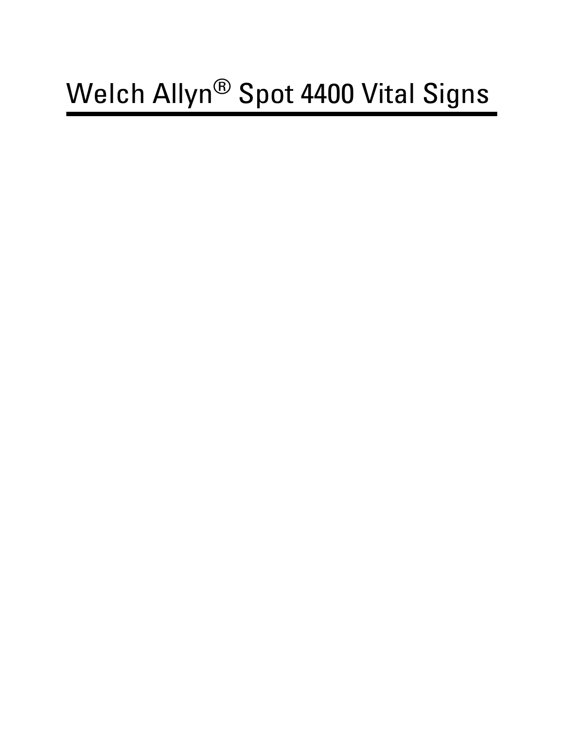# Welch Allyn® Spot 4400 Vital Signs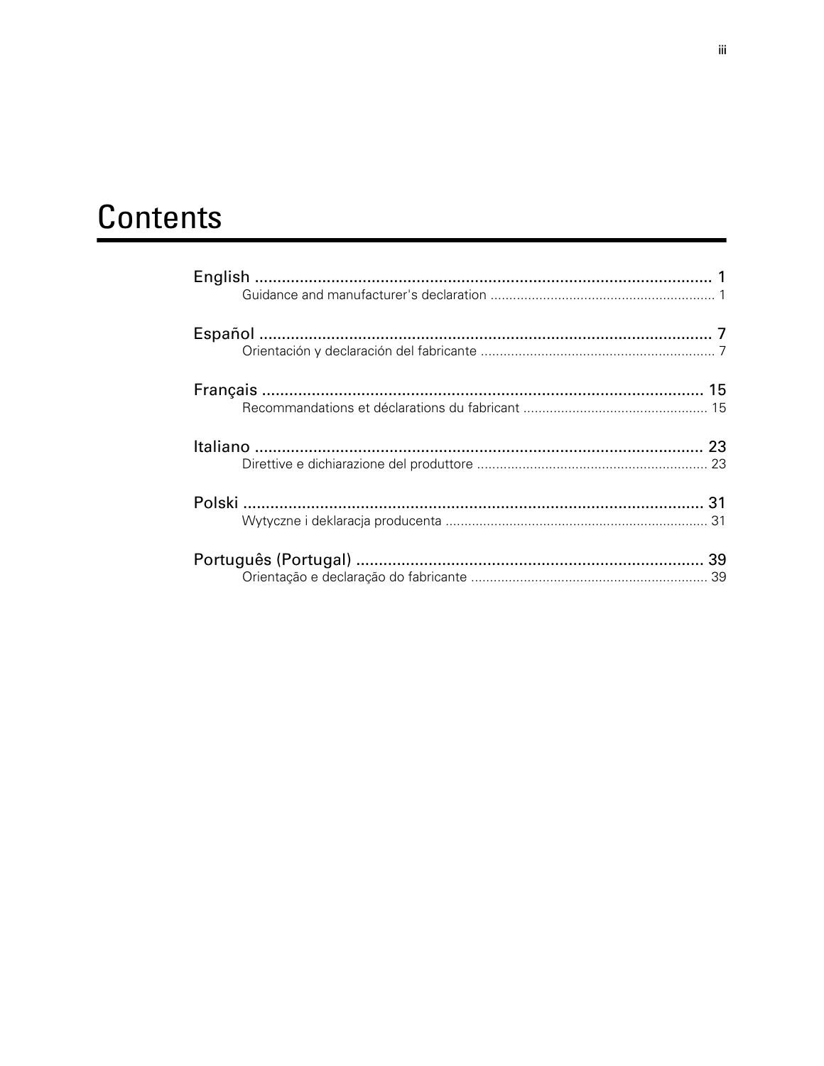# Contents

English ........................................................................................ 1
- Guidance and manufacturer's declaration ........................................................ 1

Español ........................................................................................ 7
- Orientación y declaración del fabricante ........................................................ 7

Français ........................................................................................ 15
- Recommandations et déclarations du fabricant ................................................. 15

Italiano ........................................................................................ 23
- Direttive e dichiarazione del produttore ......................................................... 23

Polski ........................................................................................ 31
- Wytyczne i deklaracja producenta ..................................................................... 31

Português (Portugal) ........................................................................ 39
- Orientação e declaração do fabricante ............................................................. 39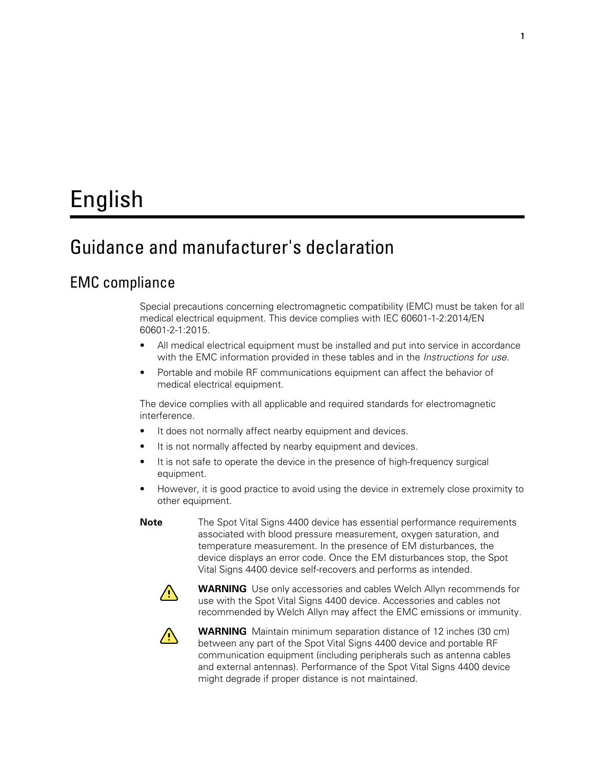# English

## Guidance and manufacturer's declaration

### EMC compliance

Special precautions concerning electromagnetic compatibility (EMC) must be taken for all medical electrical equipment. This device complies with IEC 60601-1-2:2014/EN 60601-2-1:2015.

- All medical electrical equipment must be installed and put into service in accordance with the EMC information provided in these tables and in the *Instructions for use.*
- Portable and mobile RF communications equipment can affect the behavior of medical electrical equipment.

The device complies with all applicable and required standards for electromagnetic interference.

- It does not normally affect nearby equipment and devices.
- It is not normally affected by nearby equipment and devices.
- It is not safe to operate the device in the presence of high-frequency surgical equipment.
- However, it is good practice to avoid using the device in extremely close proximity to other equipment.

**Note** The Spot Vital Signs 4400 device has essential performance requirements associated with blood pressure measurement, oxygen saturation, and temperature measurement. In the presence of EM disturbances, the device displays an error code. Once the EM disturbances stop, the Spot Vital Signs 4400 device self-recovers and performs as intended.

**WARNING** Use only accessories and cables Welch Allyn recommends for use with the Spot Vital Signs 4400 device. Accessories and cables not recommended by Welch Allyn may affect the EMC emissions or immunity.

**WARNING** Maintain minimum separation distance of 12 inches (30 cm) between any part of the Spot Vital Signs 4400 device and portable RF communication equipment (including peripherals such as antenna cables and external antennas). Performance of the Spot Vital Signs 4400 device might degrade if proper distance is not maintained.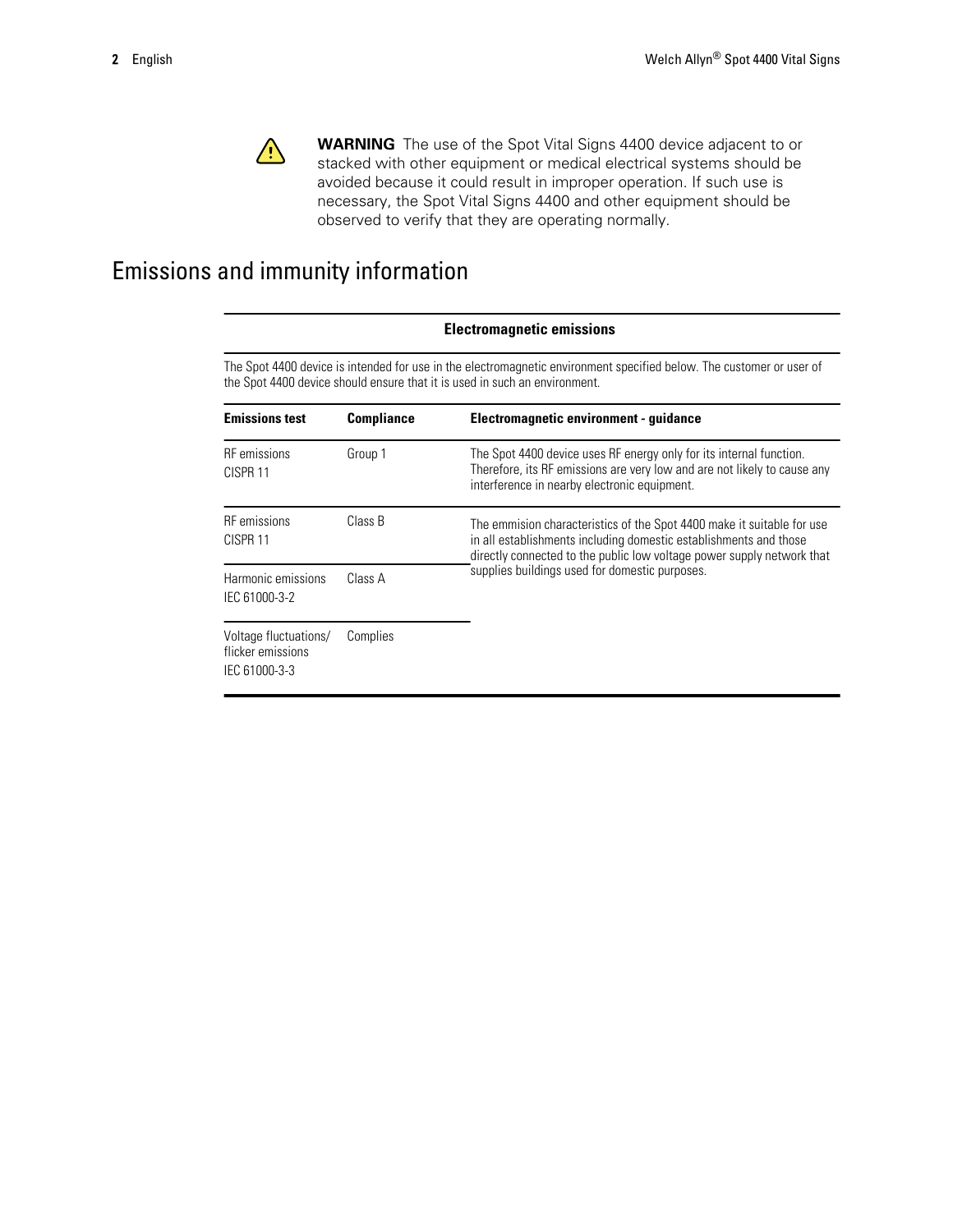**WARNING** The use of the Spot Vital Signs 4400 device adjacent to or stacked with other equipment or medical electrical systems should be avoided because it could result in improper operation. If such use is necessary, the Spot Vital Signs 4400 and other equipment should be observed to verify that they are operating normally.

# Emissions and immunity information

**Electromagnetic emissions**

The Spot 4400 device is intended for use in the electromagnetic environment specified below. The customer or user of the Spot 4400 device should ensure that it is used in such an environment.

| Emissions test | Compliance | Electromagnetic environment - guidance |
|---|---|---|
| RF emissions<br>CISPR 11 | Group 1 | The Spot 4400 device uses RF energy only for its internal function. Therefore, its RF emissions are very low and are not likely to cause any interference in nearby electronic equipment. |
| RF emissions<br>CISPR 11 | Class B | The emmision characteristics of the Spot 4400 make it suitable for use in all establishments including domestic establishments and those directly connected to the public low voltage power supply network that supplies buildings used for domestic purposes. |
| Harmonic emissions<br>IEC 61000-3-2 | Class A | |
| Voltage fluctuations/ flicker emissions<br>IEC 61000-3-3 | Complies | |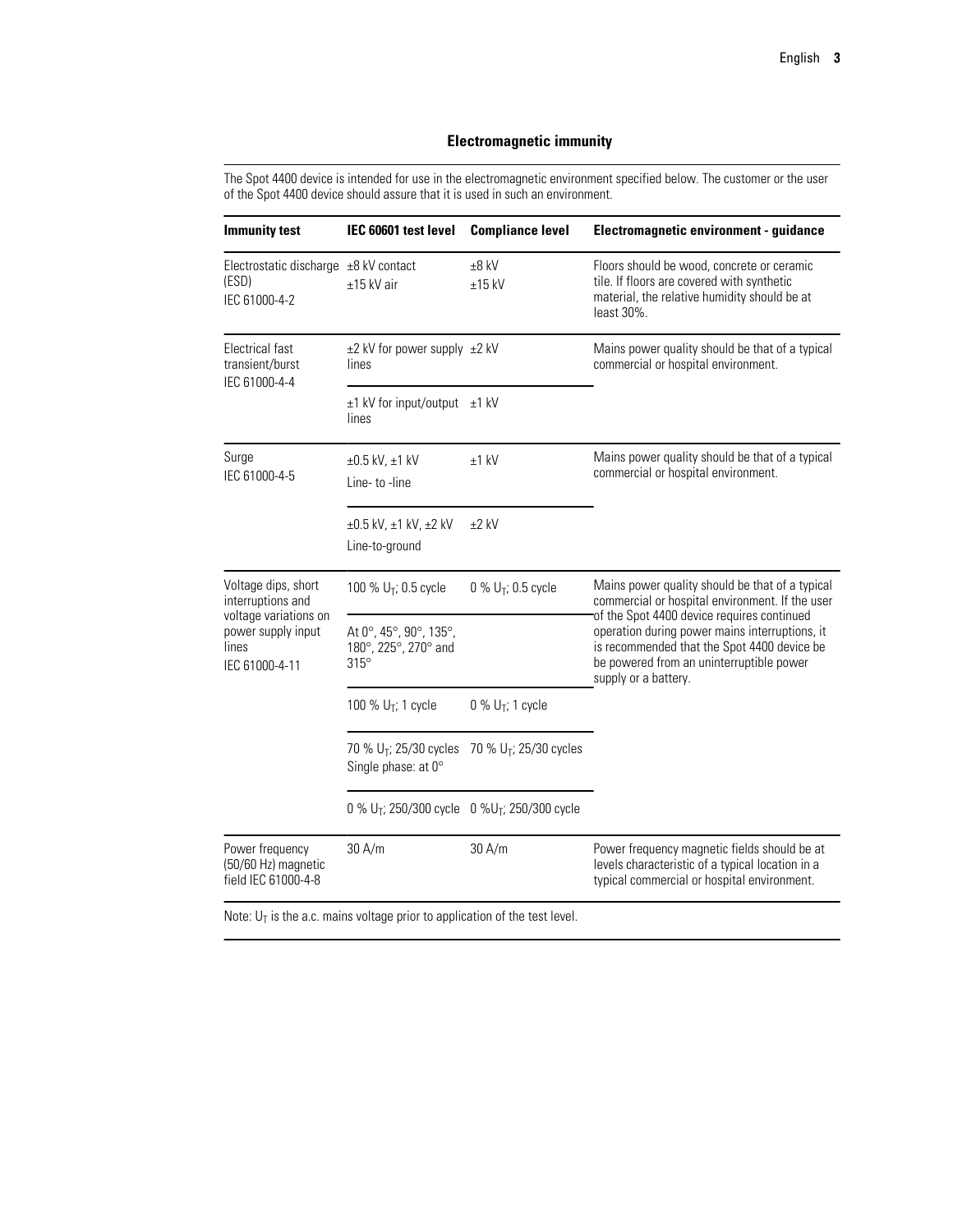### Electromagnetic immunity

The Spot 4400 device is intended for use in the electromagnetic environment specified below. The customer or the user of the Spot 4400 device should assure that it is used in such an environment.

| Immunity test | IEC 60601 test level | Compliance level | Electromagnetic environment - guidance |
|---|---|---|---|
| Electrostatic discharge (ESD) IEC 61000-4-2 | ±8 kV contact ±15 kV air | ±8 kV ±15 kV | Floors should be wood, concrete or ceramic tile. If floors are covered with synthetic material, the relative humidity should be at least 30%. |
| Electrical fast transient/burst IEC 61000-4-4 | ±2 kV for power supply lines | ±2 kV | Mains power quality should be that of a typical commercial or hospital environment. |
| | ±1 kV for input/output lines | ±1 kV | |
| Surge IEC 61000-4-5 | ±0.5 kV, ±1 kV Line- to -line | ±1 kV | Mains power quality should be that of a typical commercial or hospital environment. |
| | ±0.5 kV, ±1 kV, ±2 kV Line-to-ground | ±2 kV | |
| Voltage dips, short interruptions and voltage variations on power supply input lines IEC 61000-4-11 | 100 % $U_T$; 0.5 cycle | 0 % $U_T$; 0.5 cycle | Mains power quality should be that of a typical commercial or hospital environment. If the user of the Spot 4400 device requires continued operation during power mains interruptions, it is recommended that the Spot 4400 device be powered from an uninterruptible power supply or a battery. |
| | At 0°, 45°, 90°, 135°, 180°, 225°, 270° and 315° | | |
| | 100 % $U_T$; 1 cycle | 0 % $U_T$; 1 cycle | |
| | 70 % $U_T$; 25/30 cycles Single phase: at 0° | 70 % $U_T$; 25/30 cycles | |
| | 0 % $U_T$; 250/300 cycle | 0 %$U_T$; 250/300 cycle | |
| Power frequency (50/60 Hz) magnetic field IEC 61000-4-8 | 30 A/m | 30 A/m | Power frequency magnetic fields should be at levels characteristic of a typical location in a typical commercial or hospital environment. |

Note: $U_T$ is the a.c. mains voltage prior to application of the test level.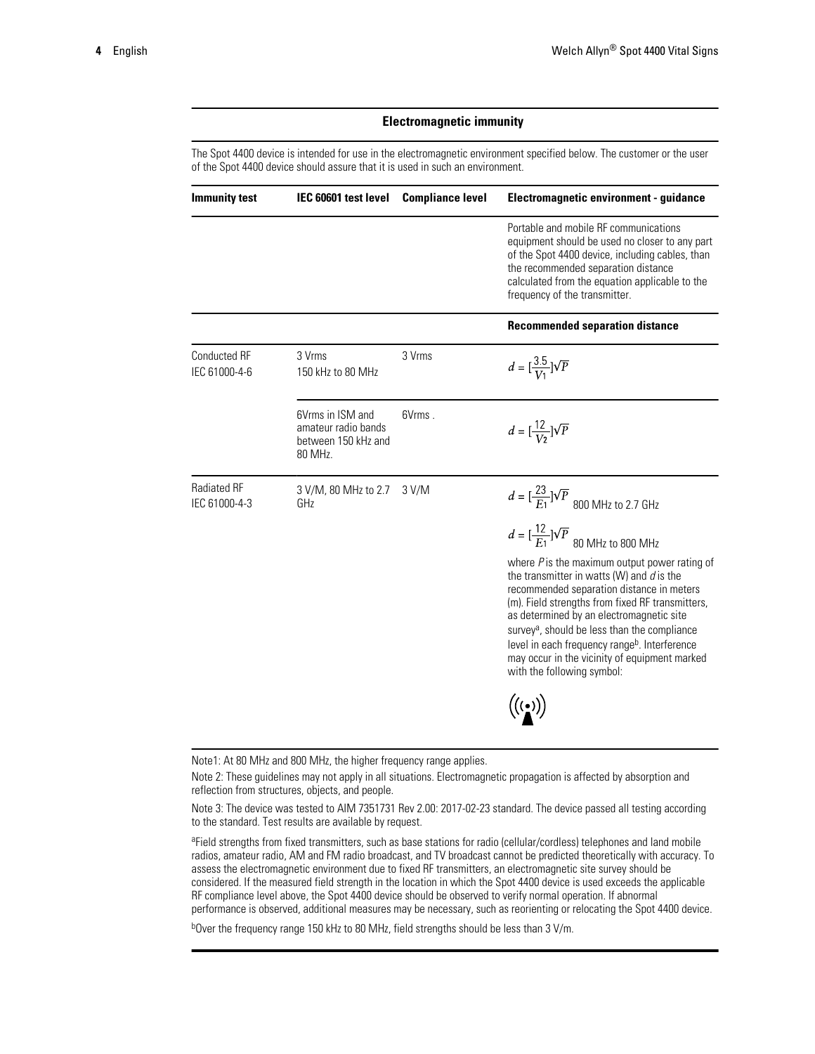## Electromagnetic immunity

The Spot 4400 device is intended for use in the electromagnetic environment specified below. The customer or the user of the Spot 4400 device should assure that it is used in such an environment.

| Immunity test | IEC 60601 test level | Compliance level | Electromagnetic environment - guidance |
|---|---|---|---|
| | | | Portable and mobile RF communications equipment should be used no closer to any part of the Spot 4400 device, including cables, than the recommended separation distance calculated from the equation applicable to the frequency of the transmitter. |
| | | | **Recommended separation distance** |
| Conducted RF IEC 61000-4-6 | 3 Vrms 150 kHz to 80 MHz | 3 Vrms | $d = [\frac{3.5}{V_1}]\sqrt{P}$ |
| | 6Vrms in ISM and amateur radio bands between 150 kHz and 80 MHz. | 6Vrms . | $d = [\frac{12}{V_2}]\sqrt{P}$ |
| Radiated RF IEC 61000-4-3 | 3 V/M, 80 MHz to 2.7 GHz | 3 V/M | $d = [\frac{23}{E_1}]\sqrt{P}$ 800 MHz to 2.7 GHz<br><br>$d = [\frac{12}{E_1}]\sqrt{P}$ 80 MHz to 800 MHz<br><br>where $P$ is the maximum output power rating of the transmitter in watts (W) and $d$ is the recommended separation distance in meters (m). Field strengths from fixed RF transmitters, as determined by an electromagnetic site survey[a], should be less than the compliance level in each frequency range[b]. Interference may occur in the vicinity of equipment marked with the following symbol: |

Note1: At 80 MHz and 800 MHz, the higher frequency range applies.

Note 2: These guidelines may not apply in all situations. Electromagnetic propagation is affected by absorption and reflection from structures, objects, and people.

Note 3: The device was tested to AIM 7351731 Rev 2.00: 2017-02-23 standard. The device passed all testing according to the standard. Test results are available by request.

[a]Field strengths from fixed transmitters, such as base stations for radio (cellular/cordless) telephones and land mobile radios, amateur radio, AM and FM radio broadcast, and TV broadcast cannot be predicted theoretically with accuracy. To assess the electromagnetic environment due to fixed RF transmitters, an electromagnetic site survey should be considered. If the measured field strength in the location in which the Spot 4400 device is used exceeds the applicable RF compliance level above, the Spot 4400 device should be observed to verify normal operation. If abnormal performance is observed, additional measures may be necessary, such as reorienting or relocating the Spot 4400 device.

[b]Over the frequency range 150 kHz to 80 MHz, field strengths should be less than 3 V/m.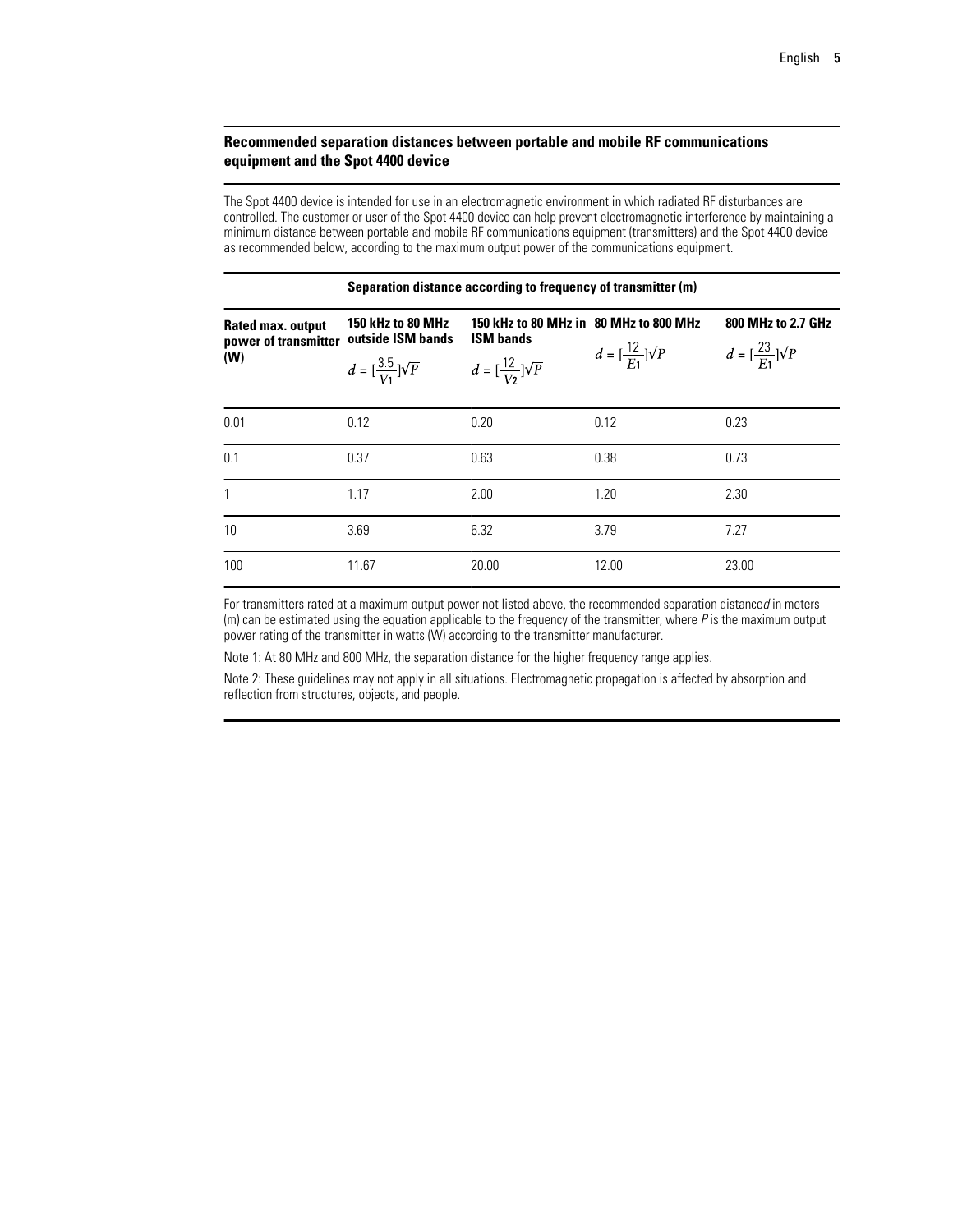**Recommended separation distances between portable and mobile RF communications equipment and the Spot 4400 device**

The Spot 4400 device is intended for use in an electromagnetic environment in which radiated RF disturbances are controlled. The customer or user of the Spot 4400 device can help prevent electromagnetic interference by maintaining a minimum distance between portable and mobile RF communications equipment (transmitters) and the Spot 4400 device as recommended below, according to the maximum output power of the communications equipment.

| | **Separation distance according to frequency of transmitter (m)** | | | |
|---|---|---|---|---|
| **Rated max. output power of transmitter (W)** | **150 kHz to 80 MHz outside ISM bands** $d = [\frac{3.5}{V_1}]\sqrt{P}$ | **150 kHz to 80 MHz in ISM bands** $d = [\frac{12}{V_2}]\sqrt{P}$ | **80 MHz to 800 MHz** $d = [\frac{12}{E_1}]\sqrt{P}$ | **800 MHz to 2.7 GHz** $d = [\frac{23}{E_1}]\sqrt{P}$ |
| 0.01 | 0.12 | 0.20 | 0.12 | 0.23 |
| 0.1 | 0.37 | 0.63 | 0.38 | 0.73 |
| 1 | 1.17 | 2.00 | 1.20 | 2.30 |
| 10 | 3.69 | 6.32 | 3.79 | 7.27 |
| 100 | 11.67 | 20.00 | 12.00 | 23.00 |

For transmitters rated at a maximum output power not listed above, the recommended separation distance *d* in meters (m) can be estimated using the equation applicable to the frequency of the transmitter, where *P* is the maximum output power rating of the transmitter in watts (W) according to the transmitter manufacturer.

Note 1: At 80 MHz and 800 MHz, the separation distance for the higher frequency range applies.

Note 2: These guidelines may not apply in all situations. Electromagnetic propagation is affected by absorption and reflection from structures, objects, and people.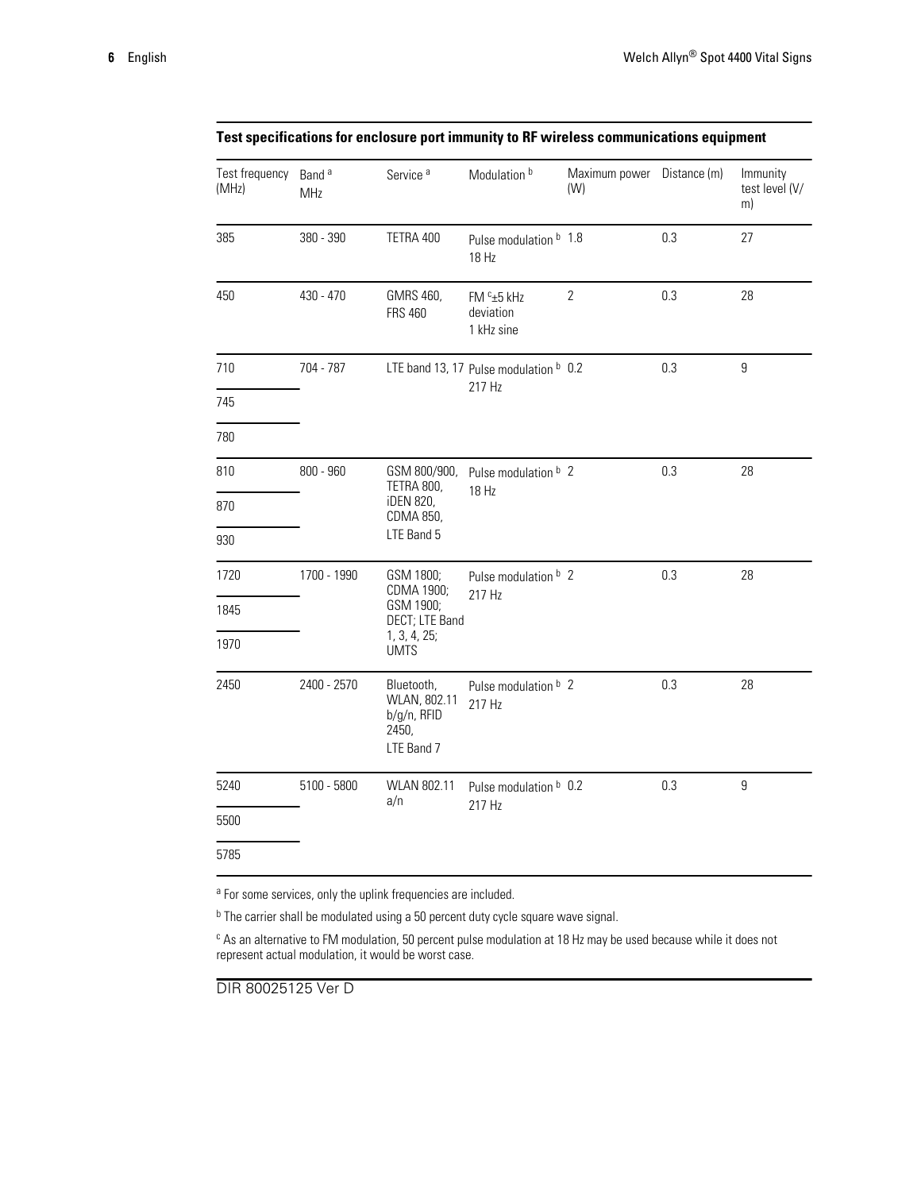**Test specifications for enclosure port immunity to RF wireless communications equipment**

| Test frequency (MHz) | Band [a] MHz | Service [a] | Modulation [b] | Maximum power (W) | Distance (m) | Immunity test level (V/m) |
|---|---|---|---|---|---|---|
| 385 | 380 - 390 | TETRA 400 | Pulse modulation [b] 18 Hz | 1.8 | 0.3 | 27 |
| 450 | 430 - 470 | GMRS 460, FRS 460 | FM [c] ±5 kHz deviation 1 kHz sine | 2 | 0.3 | 28 |
| 710 | 704 - 787 | LTE band 13, 17 | Pulse modulation [b] 217 Hz | 0.2 | 0.3 | 9 |
| 745 | | | | | | |
| 780 | | | | | | |
| 810 | 800 - 960 | GSM 800/900, TETRA 800, iDEN 820, CDMA 850, LTE Band 5 | Pulse modulation [b] 18 Hz | 2 | 0.3 | 28 |
| 870 | | | | | | |
| 930 | | | | | | |
| 1720 | 1700 - 1990 | GSM 1800; CDMA 1900; GSM 1900; DECT; LTE Band 1, 3, 4, 25; UMTS | Pulse modulation [b] 217 Hz | 2 | 0.3 | 28 |
| 1845 | | | | | | |
| 1970 | | | | | | |
| 2450 | 2400 - 2570 | Bluetooth, WLAN, 802.11 b/g/n, RFID 2450, LTE Band 7 | Pulse modulation [b] 217 Hz | 2 | 0.3 | 28 |
| 5240 | 5100 - 5800 | WLAN 802.11 a/n | Pulse modulation [b] 217 Hz | 0.2 | 0.3 | 9 |
| 5500 | | | | | | |
| 5785 | | | | | | |

[a] For some services, only the uplink frequencies are included.

[b] The carrier shall be modulated using a 50 percent duty cycle square wave signal.

[c] As an alternative to FM modulation, 50 percent pulse modulation at 18 Hz may be used because while it does not represent actual modulation, it would be worst case.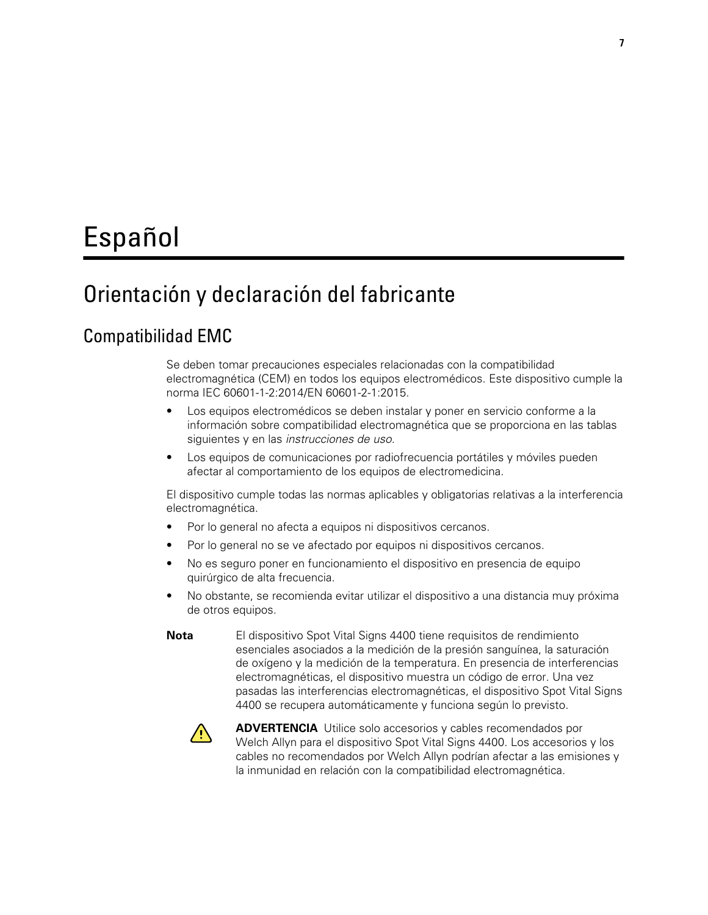# Español

## Orientación y declaración del fabricante

### Compatibilidad EMC

Se deben tomar precauciones especiales relacionadas con la compatibilidad electromagnética (CEM) en todos los equipos electromédicos. Este dispositivo cumple la norma IEC 60601-1-2:2014/EN 60601-2-1:2015.

- Los equipos electromédicos se deben instalar y poner en servicio conforme a la información sobre compatibilidad electromagnética que se proporciona en las tablas siguientes y en las *instrucciones de uso*.
- Los equipos de comunicaciones por radiofrecuencia portátiles y móviles pueden afectar al comportamiento de los equipos de electromedicina.

El dispositivo cumple todas las normas aplicables y obligatorias relativas a la interferencia electromagnética.

- Por lo general no afecta a equipos ni dispositivos cercanos.
- Por lo general no se ve afectado por equipos ni dispositivos cercanos.
- No es seguro poner en funcionamiento el dispositivo en presencia de equipo quirúrgico de alta frecuencia.
- No obstante, se recomienda evitar utilizar el dispositivo a una distancia muy próxima de otros equipos.

**Nota** El dispositivo Spot Vital Signs 4400 tiene requisitos de rendimiento esenciales asociados a la medición de la presión sanguínea, la saturación de oxígeno y la medición de la temperatura. En presencia de interferencias electromagnéticas, el dispositivo muestra un código de error. Una vez pasadas las interferencias electromagnéticas, el dispositivo Spot Vital Signs 4400 se recupera automáticamente y funciona según lo previsto.

**ADVERTENCIA** Utilice solo accesorios y cables recomendados por Welch Allyn para el dispositivo Spot Vital Signs 4400. Los accesorios y los cables no recomendados por Welch Allyn podrían afectar a las emisiones y la inmunidad en relación con la compatibilidad electromagnética.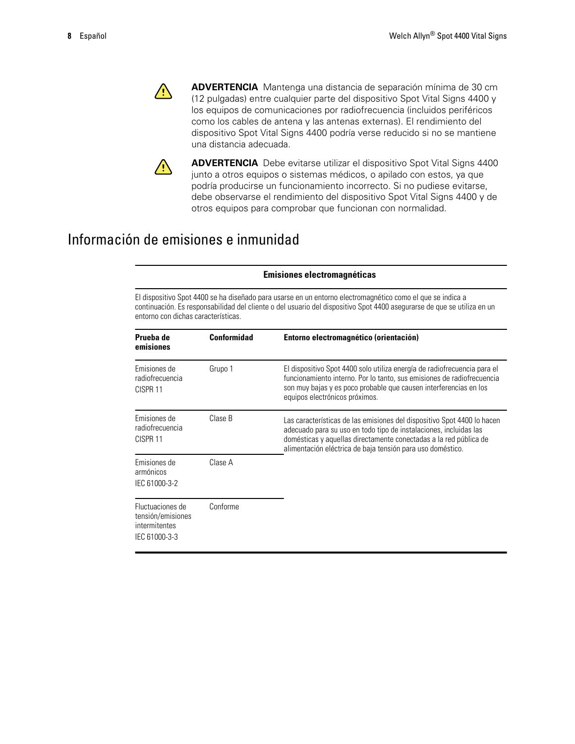**ADVERTENCIA** Mantenga una distancia de separación mínima de 30 cm (12 pulgadas) entre cualquier parte del dispositivo Spot Vital Signs 4400 y los equipos de comunicaciones por radiofrecuencia (incluidos periféricos como los cables de antena y las antenas externas). El rendimiento del dispositivo Spot Vital Signs 4400 podría verse reducido si no se mantiene una distancia adecuada.

**ADVERTENCIA** Debe evitarse utilizar el dispositivo Spot Vital Signs 4400 junto a otros equipos o sistemas médicos, o apilado con estos, ya que podría producirse un funcionamiento incorrecto. Si no pudiese evitarse, debe observarse el rendimiento del dispositivo Spot Vital Signs 4400 y de otros equipos para comprobar que funcionan con normalidad.

## Información de emisiones e inmunidad

**Emisiones electromagnéticas**

El dispositivo Spot 4400 se ha diseñado para usarse en un entorno electromagnético como el que se indica a continuación. Es responsabilidad del cliente o del usuario del dispositivo Spot 4400 asegurarse de que se utiliza en un entorno con dichas características.

| Prueba de emisiones | Conformidad | Entorno electromagnético (orientación) |
|---|---|---|
| Emisiones de radiofrecuencia CISPR 11 | Grupo 1 | El dispositivo Spot 4400 solo utiliza energía de radiofrecuencia para el funcionamiento interno. Por lo tanto, sus emisiones de radiofrecuencia son muy bajas y es poco probable que causen interferencias en los equipos electrónicos próximos. |
| Emisiones de radiofrecuencia CISPR 11 | Clase B | Las características de las emisiones del dispositivo Spot 4400 lo hacen adecuado para su uso en todo tipo de instalaciones, incluidas las domésticas y aquellas directamente conectadas a la red pública de alimentación eléctrica de baja tensión para uso doméstico. |
| Emisiones de armónicos IEC 61000-3-2 | Clase A | |
| Fluctuaciones de tensión/emisiones intermitentes IEC 61000-3-3 | Conforme | |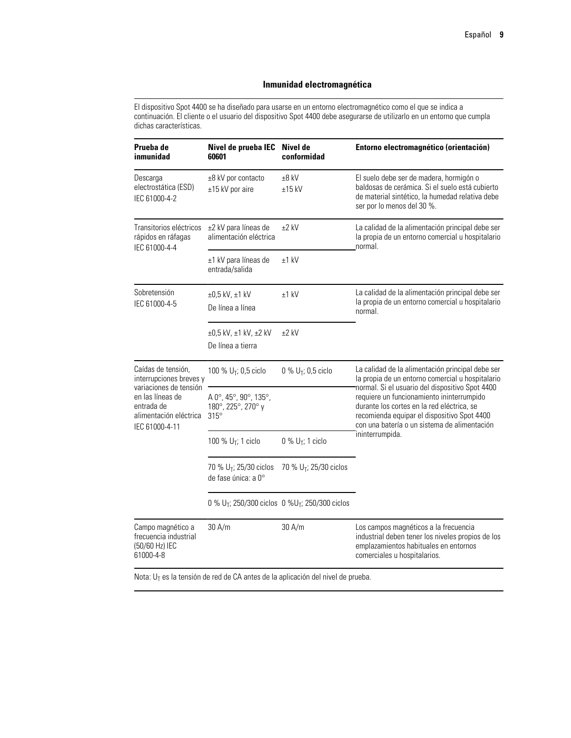## Inmunidad electromagnética

El dispositivo Spot 4400 se ha diseñado para usarse en un entorno electromagnético como el que se indica a continuación. El cliente o el usuario del dispositivo Spot 4400 debe asegurarse de utilizarlo en un entorno que cumpla dichas características.

| Prueba de inmunidad | Nivel de prueba IEC 60601 | Nivel de conformidad | Entorno electromagnético (orientación) |
|---|---|---|---|
| Descarga electrostática (ESD) IEC 61000-4-2 | ±8 kV por contacto<br>±15 kV por aire | ±8 kV<br>±15 kV | El suelo debe ser de madera, hormigón o baldosas de cerámica. Si el suelo está cubierto de material sintético, la humedad relativa debe ser por lo menos del 30 %. |
| Transitorios eléctricos rápidos en ráfagas IEC 61000-4-4 | ±2 kV para líneas de alimentación eléctrica | ±2 kV | La calidad de la alimentación principal debe ser la propia de un entorno comercial u hospitalario normal. |
| | ±1 kV para líneas de entrada/salida | ±1 kV | |
| Sobretensión IEC 61000-4-5 | ±0,5 kV, ±1 kV<br>De línea a línea | ±1 kV | La calidad de la alimentación principal debe ser la propia de un entorno comercial u hospitalario normal. |
| | ±0,5 kV, ±1 kV, ±2 kV<br>De línea a tierra | ±2 kV | |
| Caídas de tensión, interrupciones breves y variaciones de tensión en las líneas de entrada de alimentación eléctrica IEC 61000-4-11 | 100 % $U_T$; 0,5 ciclo | 0 % $U_T$; 0,5 ciclo | La calidad de la alimentación principal debe ser la propia de un entorno comercial u hospitalario normal. Si el usuario del dispositivo Spot 4400 requiere un funcionamiento ininterrumpido durante los cortes en la red eléctrica, se recomienda equipar el dispositivo Spot 4400 con una batería o un sistema de alimentación ininterrumpida. |
| | A 0°, 45°, 90°, 135°, 180°, 225°, 270° y 315° | | |
| | 100 % $U_T$; 1 ciclo | 0 % $U_T$; 1 ciclo | |
| | 70 % $U_T$; 25/30 ciclos de fase única: a 0° | 70 % $U_T$; 25/30 ciclos | |
| | 0 % $U_T$; 250/300 ciclos | 0 %$U_T$; 250/300 ciclos | |
| Campo magnético a frecuencia industrial (50/60 Hz) IEC 61000-4-8 | 30 A/m | 30 A/m | Los campos magnéticos a la frecuencia industrial deben tener los niveles propios de los emplazamientos habituales en entornos comerciales u hospitalarios. |

Nota: $U_T$ es la tensión de red de CA antes de la aplicación del nivel de prueba.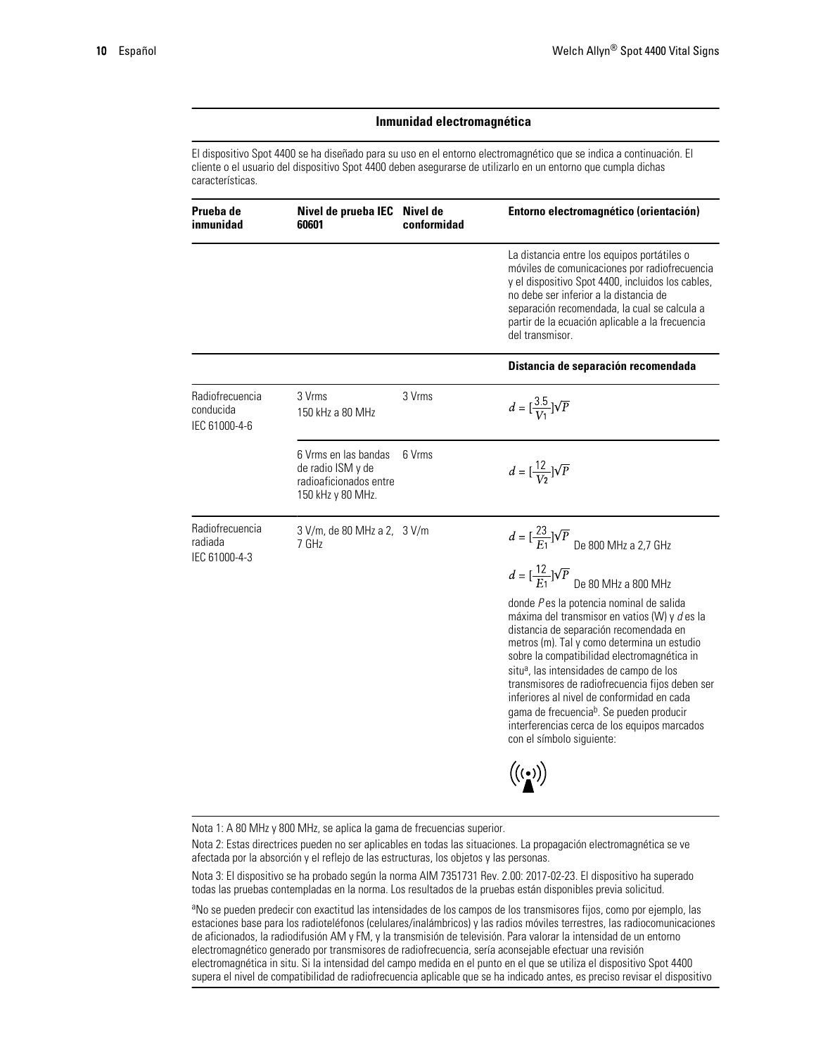## Inmunidad electromagnética

El dispositivo Spot 4400 se ha diseñado para su uso en el entorno electromagnético que se indica a continuación. El cliente o el usuario del dispositivo Spot 4400 deben asegurarse de utilizarlo en un entorno que cumpla dichas características.

| Prueba de inmunidad | Nivel de prueba IEC 60601 | Nivel de conformidad | Entorno electromagnético (orientación) |
|---|---|---|---|
| | | | La distancia entre los equipos portátiles o móviles de comunicaciones por radiofrecuencia y el dispositivo Spot 4400, incluidos los cables, no debe ser inferior a la distancia de separación recomendada, la cual se calcula a partir de la ecuación aplicable a la frecuencia del transmisor. |
| | | | **Distancia de separación recomendada** |
| Radiofrecuencia conducida IEC 61000-4-6 | 3 Vrms 150 kHz a 80 MHz | 3 Vrms | $d = [\frac{3.5}{V_1}]\sqrt{P}$ |
| | 6 Vrms en las bandas de radio ISM y de radioaficionados entre 150 kHz y 80 MHz. | 6 Vrms | $d = [\frac{12}{V_2}]\sqrt{P}$ |
| Radiofrecuencia radiada IEC 61000-4-3 | 3 V/m, de 80 MHz a 2, 7 GHz | 3 V/m | $d = [\frac{23}{E_1}]\sqrt{P}$ De 800 MHz a 2,7 GHz<br><br>$d = [\frac{12}{E_1}]\sqrt{P}$ De 80 MHz a 800 MHz<br><br>donde $P$ es la potencia nominal de salida máxima del transmisor en vatios (W) y $d$ es la distancia de separación recomendada en metros (m). Tal y como determina un estudio sobre la compatibilidad electromagnética in situ[a], las intensidades de campo de los transmisores de radiofrecuencia fijos deben ser inferiores al nivel de conformidad en cada gama de frecuencia[b]. Se pueden producir interferencias cerca de los equipos marcados con el símbolo siguiente: |

Nota 1: A 80 MHz y 800 MHz, se aplica la gama de frecuencias superior.

Nota 2: Estas directrices pueden no ser aplicables en todas las situaciones. La propagación electromagnética se ve afectada por la absorción y el reflejo de las estructuras, los objetos y las personas.

Nota 3: El dispositivo se ha probado según la norma AIM 7351731 Rev. 2.00: 2017-02-23. El dispositivo ha superado todas las pruebas contempladas en la norma. Los resultados de la pruebas están disponibles previa solicitud.

[a]No se pueden predecir con exactitud las intensidades de los campos de los transmisores fijos, como por ejemplo, las estaciones base para los radioteléfonos (celulares/inalámbricos) y las radios móviles terrestres, las radiocomunicaciones de aficionados, la radiodifusión AM y FM, y la transmisión de televisión. Para valorar la intensidad de un entorno electromagnético generado por transmisores de radiofrecuencia, sería aconsejable efectuar una revisión electromagnética in situ. Si la intensidad del campo medida en el punto en el que se utiliza el dispositivo Spot 4400 supera el nivel de compatibilidad de radiofrecuencia aplicable que se ha indicado antes, es preciso revisar el dispositivo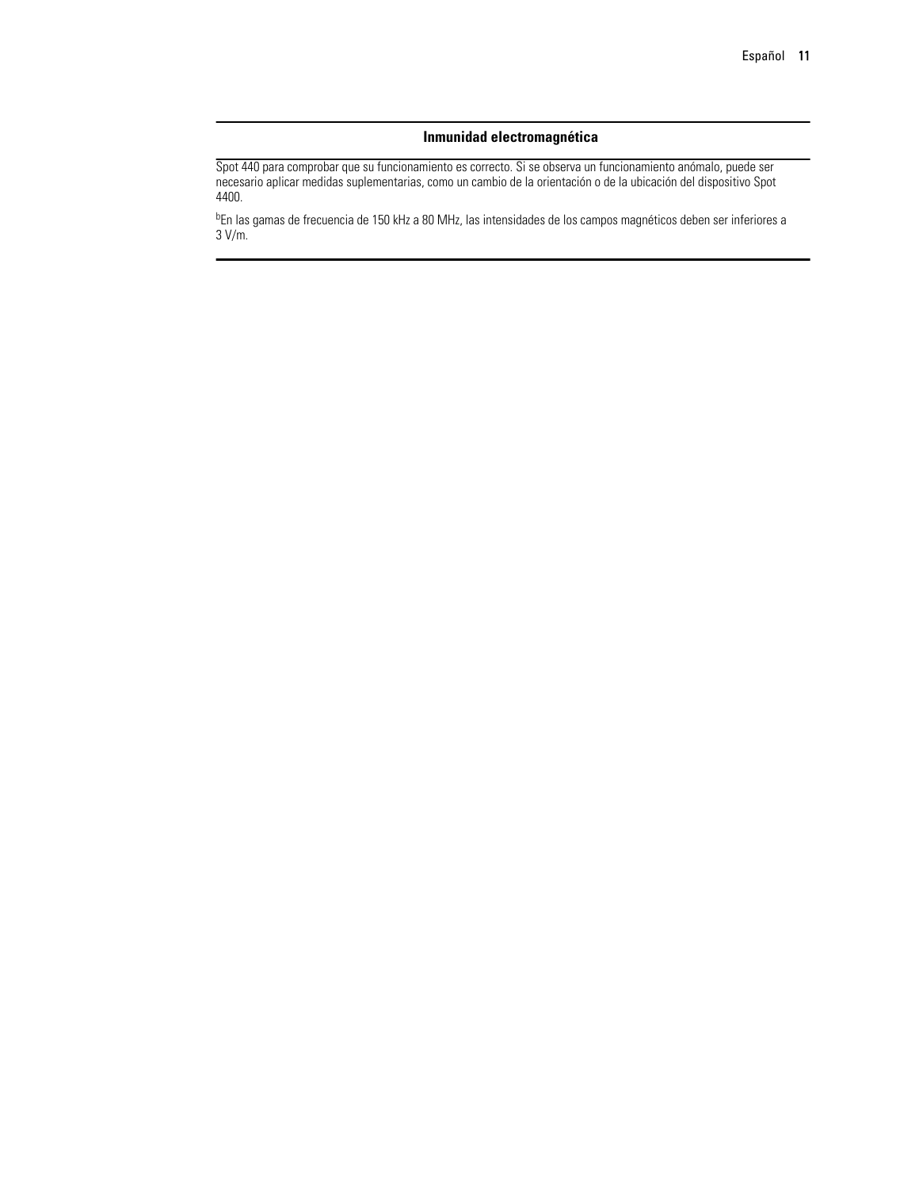| Inmunidad electromagnética |
| --- |
| Spot 440 para comprobar que su funcionamiento es correcto. Si se observa un funcionamiento anómalo, puede ser necesario aplicar medidas suplementarias, como un cambio de la orientación o de la ubicación del dispositivo Spot 4400.<br><br>[b]En las gamas de frecuencia de 150 kHz a 80 MHz, las intensidades de los campos magnéticos deben ser inferiores a 3 V/m. |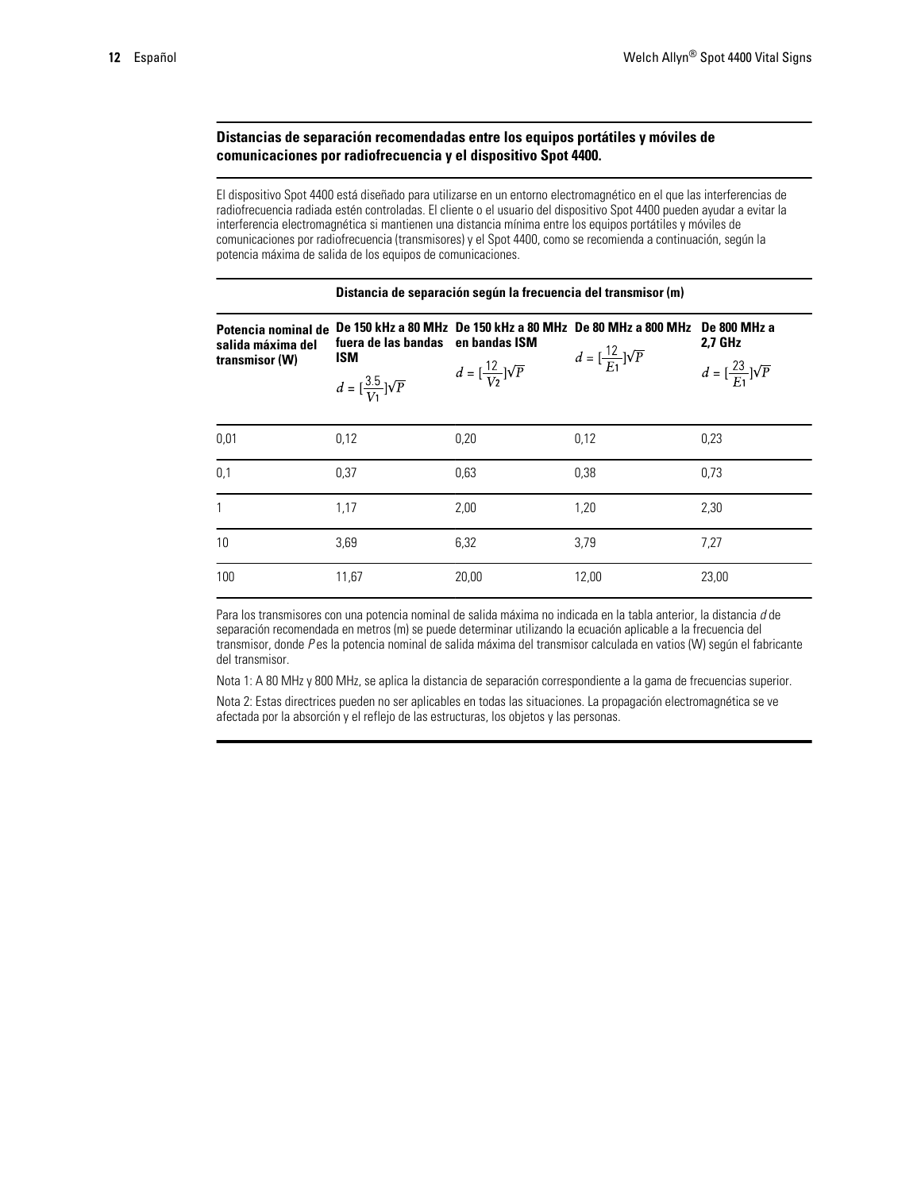## Distancias de separación recomendadas entre los equipos portátiles y móviles de comunicaciones por radiofrecuencia y el dispositivo Spot 4400.

El dispositivo Spot 4400 está diseñado para utilizarse en un entorno electromagnético en el que las interferencias de radiofrecuencia radiada estén controladas. El cliente o el usuario del dispositivo Spot 4400 pueden ayudar a evitar la interferencia electromagnética si mantienen una distancia mínima entre los equipos portátiles y móviles de comunicaciones por radiofrecuencia (transmisores) y el Spot 4400, como se recomienda a continuación, según la potencia máxima de salida de los equipos de comunicaciones.

| | **Distancia de separación según la frecuencia del transmisor (m)** | | | |
|---|---|---|---|---|
| **Potencia nominal de salida máxima del transmisor (W)** | **De 150 kHz a 80 MHz fuera de las bandas ISM** $d = [\frac{3.5}{V_1}]\sqrt{P}$ | **De 150 kHz a 80 MHz en bandas ISM** $d = [\frac{12}{V_2}]\sqrt{P}$ | **De 80 MHz a 800 MHz** $d = [\frac{12}{E_1}]\sqrt{P}$ | **De 800 MHz a 2,7 GHz** $d = [\frac{23}{E_1}]\sqrt{P}$ |
| 0,01 | 0,12 | 0,20 | 0,12 | 0,23 |
| 0,1 | 0,37 | 0,63 | 0,38 | 0,73 |
| 1 | 1,17 | 2,00 | 1,20 | 2,30 |
| 10 | 3,69 | 6,32 | 3,79 | 7,27 |
| 100 | 11,67 | 20,00 | 12,00 | 23,00 |

Para los transmisores con una potencia nominal de salida máxima no indicada en la tabla anterior, la distancia *d* de separación recomendada en metros (m) se puede determinar utilizando la ecuación aplicable a la frecuencia del transmisor, donde *P* es la potencia nominal de salida máxima del transmisor calculada en vatios (W) según el fabricante del transmisor.

Nota 1: A 80 MHz y 800 MHz, se aplica la distancia de separación correspondiente a la gama de frecuencias superior.

Nota 2: Estas directrices pueden no ser aplicables en todas las situaciones. La propagación electromagnética se ve afectada por la absorción y el reflejo de las estructuras, los objetos y las personas.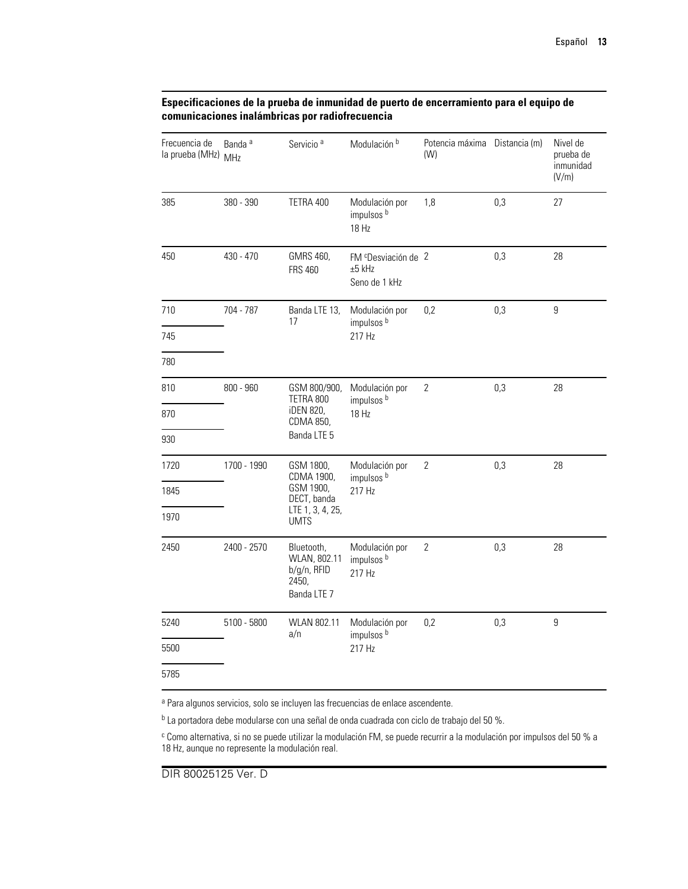**Especificaciones de la prueba de inmunidad de puerto de encerramiento para el equipo de comunicaciones inalámbricas por radiofrecuencia**

| Frecuencia de la prueba (MHz) | Banda [a] MHz | Servicio [a] | Modulación [b] | Potencia máxima (W) | Distancia (m) | Nivel de prueba de inmunidad (V/m) |
|---|---|---|---|---|---|---|
| 385 | 380 - 390 | TETRA 400 | Modulación por impulsos [b] 18 Hz | 1,8 | 0,3 | 27 |
| 450 | 430 - 470 | GMRS 460, FRS 460 | FM [c]Desviación de ±5 kHz Seno de 1 kHz | 2 | 0,3 | 28 |
| 710<br>745<br>780 | 704 - 787 | Banda LTE 13, 17 | Modulación por impulsos [b] 217 Hz | 0,2 | 0,3 | 9 |
| 810<br>870<br>930 | 800 - 960 | GSM 800/900, TETRA 800 iDEN 820, CDMA 850, Banda LTE 5 | Modulación por impulsos [b] 18 Hz | 2 | 0,3 | 28 |
| 1720<br>1845<br>1970 | 1700 - 1990 | GSM 1800, CDMA 1900, GSM 1900, DECT, banda LTE 1, 3, 4, 25, UMTS | Modulación por impulsos [b] 217 Hz | 2 | 0,3 | 28 |
| 2450 | 2400 - 2570 | Bluetooth, WLAN, 802.11 b/g/n, RFID 2450, Banda LTE 7 | Modulación por impulsos [b] 217 Hz | 2 | 0,3 | 28 |
| 5240<br>5500<br>5785 | 5100 - 5800 | WLAN 802.11 a/n | Modulación por impulsos [b] 217 Hz | 0,2 | 0,3 | 9 |

[a] Para algunos servicios, solo se incluyen las frecuencias de enlace ascendente.

[b] La portadora debe modularse con una señal de onda cuadrada con ciclo de trabajo del 50 %.

[c] Como alternativa, si no se puede utilizar la modulación FM, se puede recurrir a la modulación por impulsos del 50 % a 18 Hz, aunque no represente la modulación real.

DIR 80025125 Ver. D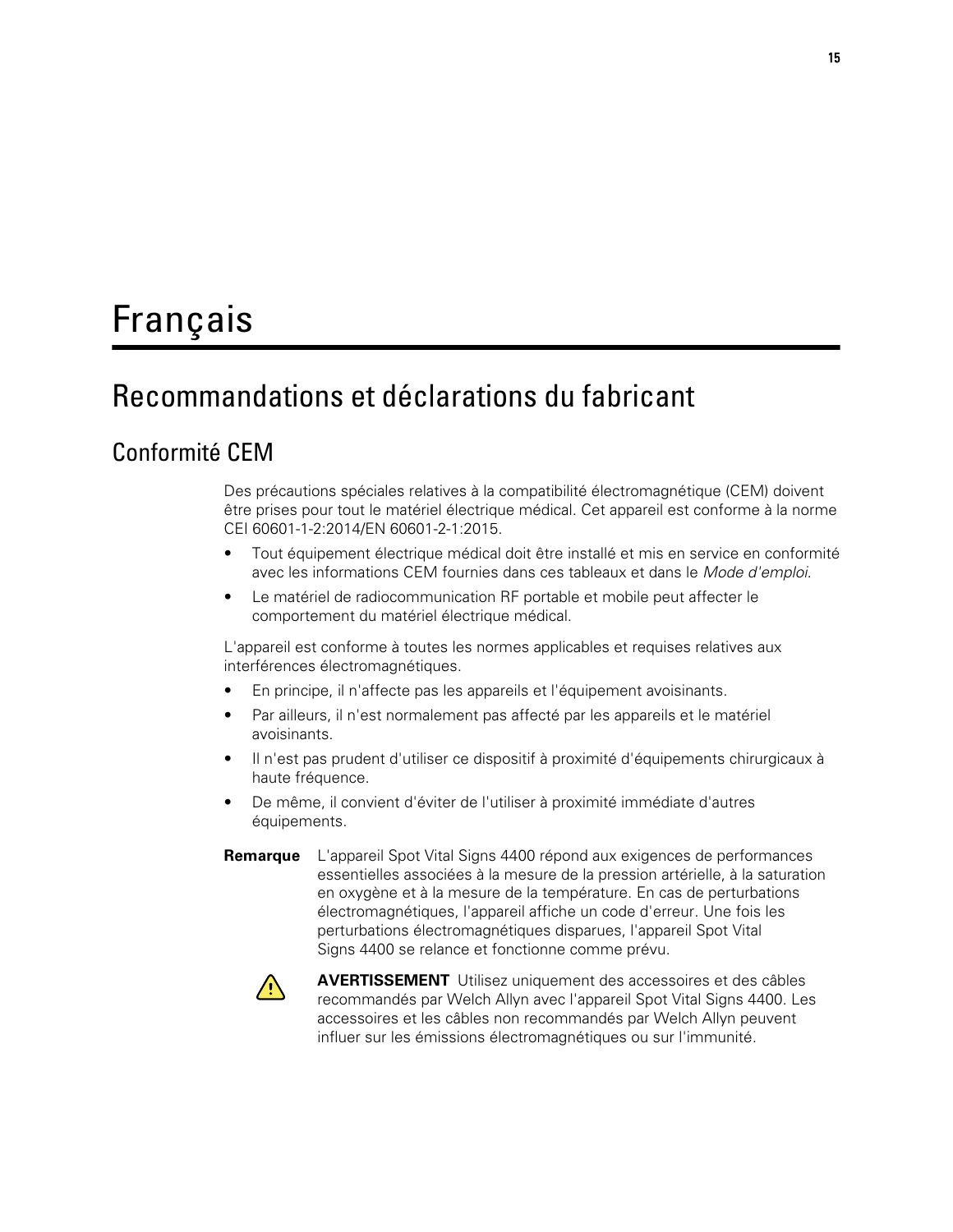# Français

## Recommandations et déclarations du fabricant

### Conformité CEM

Des précautions spéciales relatives à la compatibilité électromagnétique (CEM) doivent être prises pour tout le matériel électrique médical. Cet appareil est conforme à la norme CEI 60601-1-2:2014/EN 60601-2-1:2015.

- Tout équipement électrique médical doit être installé et mis en service en conformité avec les informations CEM fournies dans ces tableaux et dans le *Mode d'emploi*.
- Le matériel de radiocommunication RF portable et mobile peut affecter le comportement du matériel électrique médical.

L'appareil est conforme à toutes les normes applicables et requises relatives aux interférences électromagnétiques.

- En principe, il n'affecte pas les appareils et l'équipement avoisinants.
- Par ailleurs, il n'est normalement pas affecté par les appareils et le matériel avoisinants.
- Il n'est pas prudent d'utiliser ce dispositif à proximité d'équipements chirurgicaux à haute fréquence.
- De même, il convient d'éviter de l'utiliser à proximité immédiate d'autres équipements.

**Remarque** L'appareil Spot Vital Signs 4400 répond aux exigences de performances essentielles associées à la mesure de la pression artérielle, à la saturation en oxygène et à la mesure de la température. En cas de perturbations électromagnétiques, l'appareil affiche un code d'erreur. Une fois les perturbations électromagnétiques disparues, l'appareil Spot Vital Signs 4400 se relance et fonctionne comme prévu.

**AVERTISSEMENT** Utilisez uniquement des accessoires et des câbles recommandés par Welch Allyn avec l'appareil Spot Vital Signs 4400. Les accessoires et les câbles non recommandés par Welch Allyn peuvent influer sur les émissions électromagnétiques ou sur l'immunité.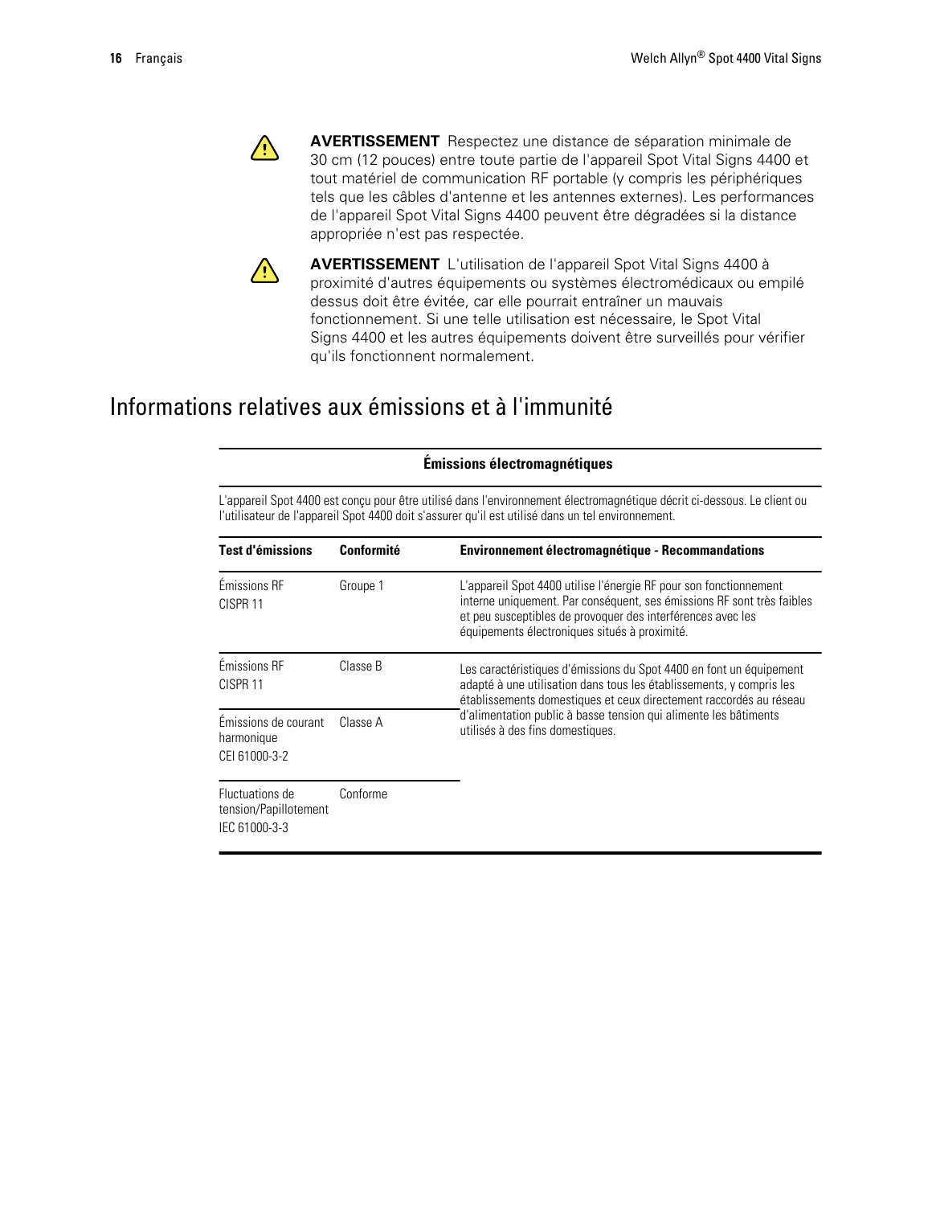**AVERTISSEMENT** Respectez une distance de séparation minimale de 30 cm (12 pouces) entre toute partie de l'appareil Spot Vital Signs 4400 et tout matériel de communication RF portable (y compris les périphériques tels que les câbles d'antenne et les antennes externes). Les performances de l'appareil Spot Vital Signs 4400 peuvent être dégradées si la distance appropriée n'est pas respectée.

**AVERTISSEMENT** L'utilisation de l'appareil Spot Vital Signs 4400 à proximité d'autres équipements ou systèmes électromédicaux ou empilé dessus doit être évitée, car elle pourrait entraîner un mauvais fonctionnement. Si une telle utilisation est nécessaire, le Spot Vital Signs 4400 et les autres équipements doivent être surveillés pour vérifier qu'ils fonctionnent normalement.

# Informations relatives aux émissions et à l'immunité

**Émissions électromagnétiques**

L'appareil Spot 4400 est conçu pour être utilisé dans l'environnement électromagnétique décrit ci-dessous. Le client ou l'utilisateur de l'appareil Spot 4400 doit s'assurer qu'il est utilisé dans un tel environnement.

| Test d'émissions | Conformité | Environnement électromagnétique - Recommandations |
|---|---|---|
| Émissions RF CISPR 11 | Groupe 1 | L'appareil Spot 4400 utilise l'énergie RF pour son fonctionnement interne uniquement. Par conséquent, ses émissions RF sont très faibles et peu susceptibles de provoquer des interférences avec les équipements électroniques situés à proximité. |
| Émissions RF CISPR 11 | Classe B | Les caractéristiques d'émissions du Spot 4400 en font un équipement adapté à une utilisation dans tous les établissements, y compris les établissements domestiques et ceux directement raccordés au réseau d'alimentation public à basse tension qui alimente les bâtiments utilisés à des fins domestiques. |
| Émissions de courant harmonique CEI 61000-3-2 | Classe A | |
| Fluctuations de tension/Papillotement IEC 61000-3-3 | Conforme | |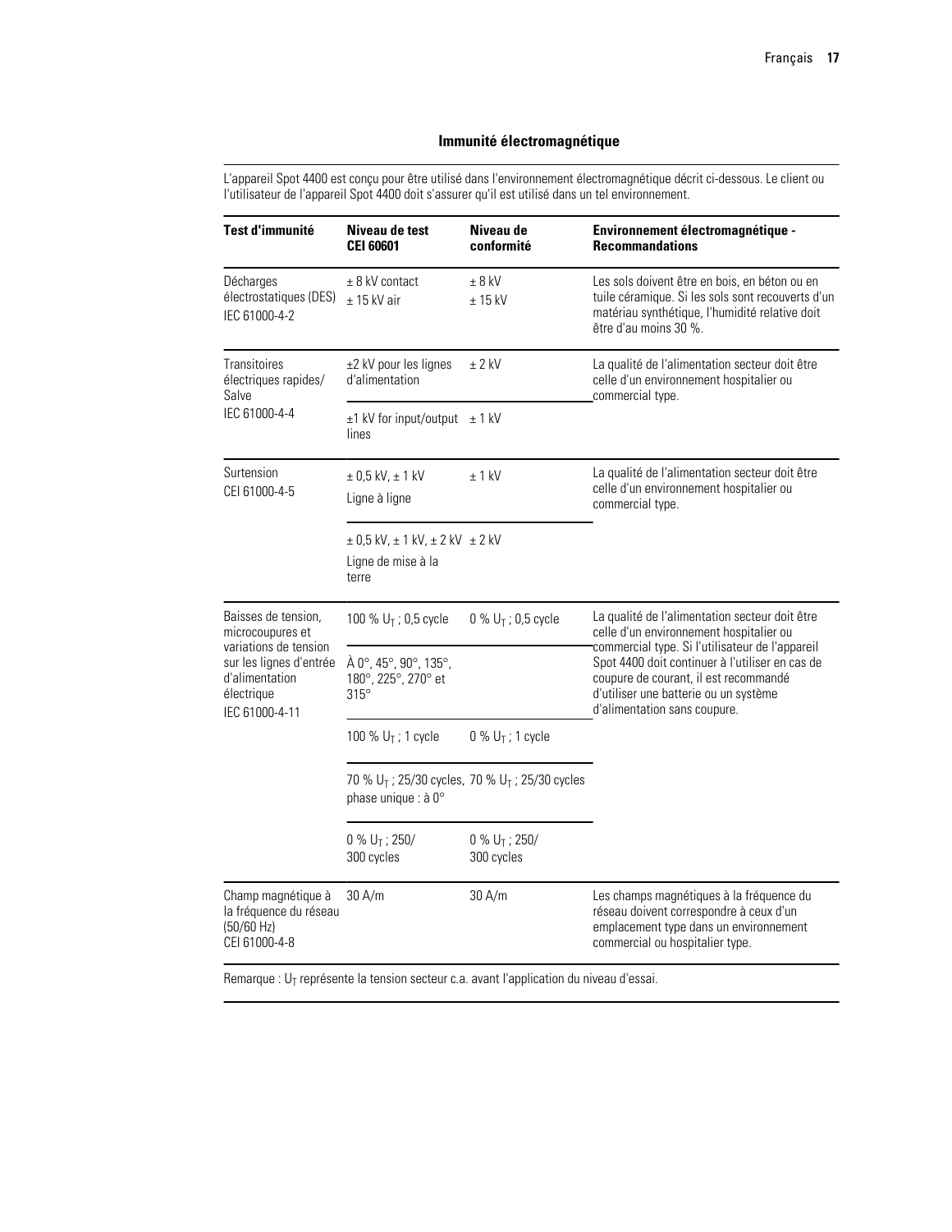## Immunité électromagnétique

L'appareil Spot 4400 est conçu pour être utilisé dans l'environnement électromagnétique décrit ci-dessous. Le client ou l'utilisateur de l'appareil Spot 4400 doit s'assurer qu'il est utilisé dans un tel environnement.

| Test d'immunité | Niveau de test CEI 60601 | Niveau de conformité | Environnement électromagnétique - Recommandations |
|---|---|---|---|
| Décharges électrostatiques (DES) IEC 61000-4-2 | ± 8 kV contact<br>± 15 kV air | ± 8 kV<br>± 15 kV | Les sols doivent être en bois, en béton ou en tuile céramique. Si les sols sont recouverts d'un matériau synthétique, l'humidité relative doit être d'au moins 30 %. |
| Transitoires électriques rapides/ Salve IEC 61000-4-4 | ±2 kV pour les lignes d'alimentation | ± 2 kV | La qualité de l'alimentation secteur doit être celle d'un environnement hospitalier ou commercial type. |
| | ±1 kV for input/output lines | ± 1 kV | |
| Surtension CEI 61000-4-5 | ± 0,5 kV, ± 1 kV<br>Ligne à ligne | ± 1 kV | La qualité de l'alimentation secteur doit être celle d'un environnement hospitalier ou commercial type. |
| | ± 0,5 kV, ± 1 kV, ± 2 kV<br>Ligne de mise à la terre | ± 2 kV | |
| Baisses de tension, microcoupures et variations de tension sur les lignes d'entrée d'alimentation électrique IEC 61000-4-11 | 100 % $U_T$ ; 0,5 cycle | 0 % $U_T$ ; 0,5 cycle | La qualité de l'alimentation secteur doit être celle d'un environnement hospitalier ou commercial type. Si l'utilisateur de l'appareil Spot 4400 doit continuer à l'utiliser en cas de coupure de courant, il est recommandé d'utiliser une batterie ou un système d'alimentation sans coupure. |
| | À 0°, 45°, 90°, 135°, 180°, 225°, 270° et 315° | | |
| | 100 % $U_T$ ; 1 cycle | 0 % $U_T$ ; 1 cycle | |
| | 70 % $U_T$ ; 25/30 cycles, phase unique : à 0° | 70 % $U_T$ ; 25/30 cycles | |
| | 0 % $U_T$ ; 250/ 300 cycles | 0 % $U_T$ ; 250/ 300 cycles | |
| Champ magnétique à la fréquence du réseau (50/60 Hz) CEI 61000-4-8 | 30 A/m | 30 A/m | Les champs magnétiques à la fréquence du réseau doivent correspondre à ceux d'un emplacement type dans un environnement commercial ou hospitalier type. |

Remarque : $U_T$ représente la tension secteur c.a. avant l'application du niveau d'essai.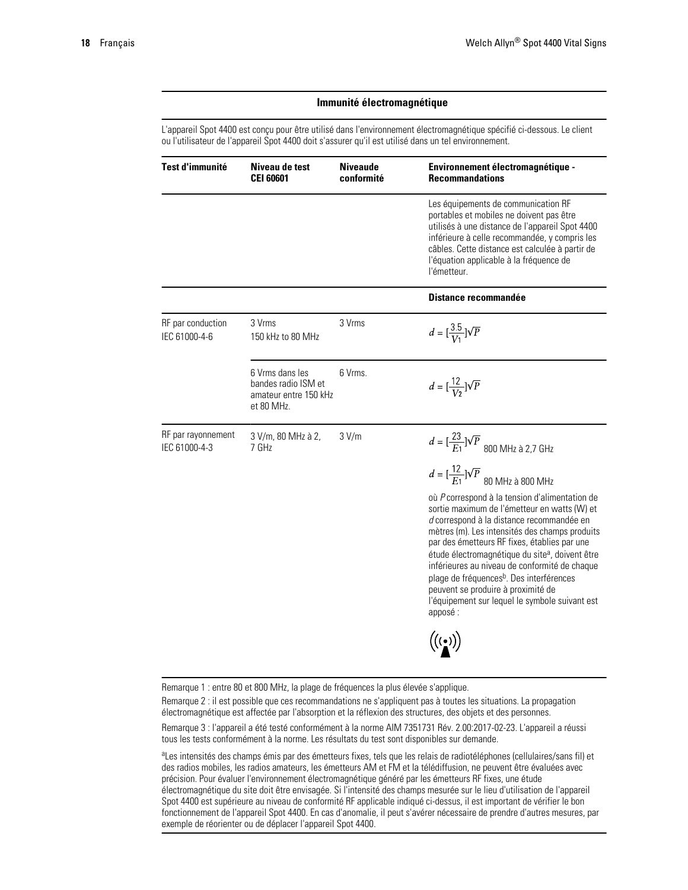## Immunité électromagnétique

L'appareil Spot 4400 est conçu pour être utilisé dans l'environnement électromagnétique spécifié ci-dessous. Le client ou l'utilisateur de l'appareil Spot 4400 doit s'assurer qu'il est utilisé dans un tel environnement.

| Test d'immunité | Niveau de test CEI 60601 | Niveaude conformité | Environnement électromagnétique - Recommandations |
|---|---|---|---|
| | | | Les équipements de communication RF portables et mobiles ne doivent pas être utilisés à une distance de l'appareil Spot 4400 inférieure à celle recommandée, y compris les câbles. Cette distance est calculée à partir de l'équation applicable à la fréquence de l'émetteur. |
| | | | **Distance recommandée** |
| RF par conduction IEC 61000-4-6 | 3 Vrms 150 kHz to 80 MHz | 3 Vrms | $d = [\frac{3.5}{V_1}]\sqrt{P}$ |
| | 6 Vrms dans les bandes radio ISM et amateur entre 150 kHz et 80 MHz. | 6 Vrms. | $d = [\frac{12}{V_2}]\sqrt{P}$ |
| RF par rayonnement IEC 61000-4-3 | 3 V/m, 80 MHz à 2, 7 GHz | 3 V/m | $d = [\frac{23}{E_1}]\sqrt{P}$ 800 MHz à 2,7 GHz<br>$d = [\frac{12}{E_1}]\sqrt{P}$ 80 MHz à 800 MHz<br>où *P* correspond à la tension d'alimentation de sortie maximum de l'émetteur en watts (W) et *d* correspond à la distance recommandée en mètres (m). Les intensités des champs produits par des émetteurs RF fixes, établies par une étude électromagnétique du site[a], doivent être inférieures au niveau de conformité de chaque plage de fréquences[b]. Des interférences peuvent se produire à proximité de l'équipement sur lequel le symbole suivant est apposé : |

Remarque 1 : entre 80 et 800 MHz, la plage de fréquences la plus élevée s'applique.

Remarque 2 : il est possible que ces recommandations ne s'appliquent pas à toutes les situations. La propagation électromagnétique est affectée par l'absorption et la réflexion des structures, des objets et des personnes.

Remarque 3 : l'appareil a été testé conformément à la norme AIM 7351731 Rév. 2.00:2017-02-23. L'appareil a réussi tous les tests conformément à la norme. Les résultats du test sont disponibles sur demande.

[a]Les intensités des champs émis par des émetteurs fixes, tels que les relais de radiotéléphones (cellulaires/sans fil) et des radios mobiles, les radios amateurs, les émetteurs AM et FM et la télédiffusion, ne peuvent être évaluées avec précision. Pour évaluer l'environnement électromagnétique généré par les émetteurs RF fixes, une étude électromagnétique du site doit être envisagée. Si l'intensité des champs mesurée sur le lieu d'utilisation de l'appareil Spot 4400 est supérieure au niveau de conformité RF applicable indiqué ci-dessus, il est important de vérifier le bon fonctionnement de l'appareil Spot 4400. En cas d'anomalie, il peut s'avérer nécessaire de prendre d'autres mesures, par exemple de réorienter ou de déplacer l'appareil Spot 4400.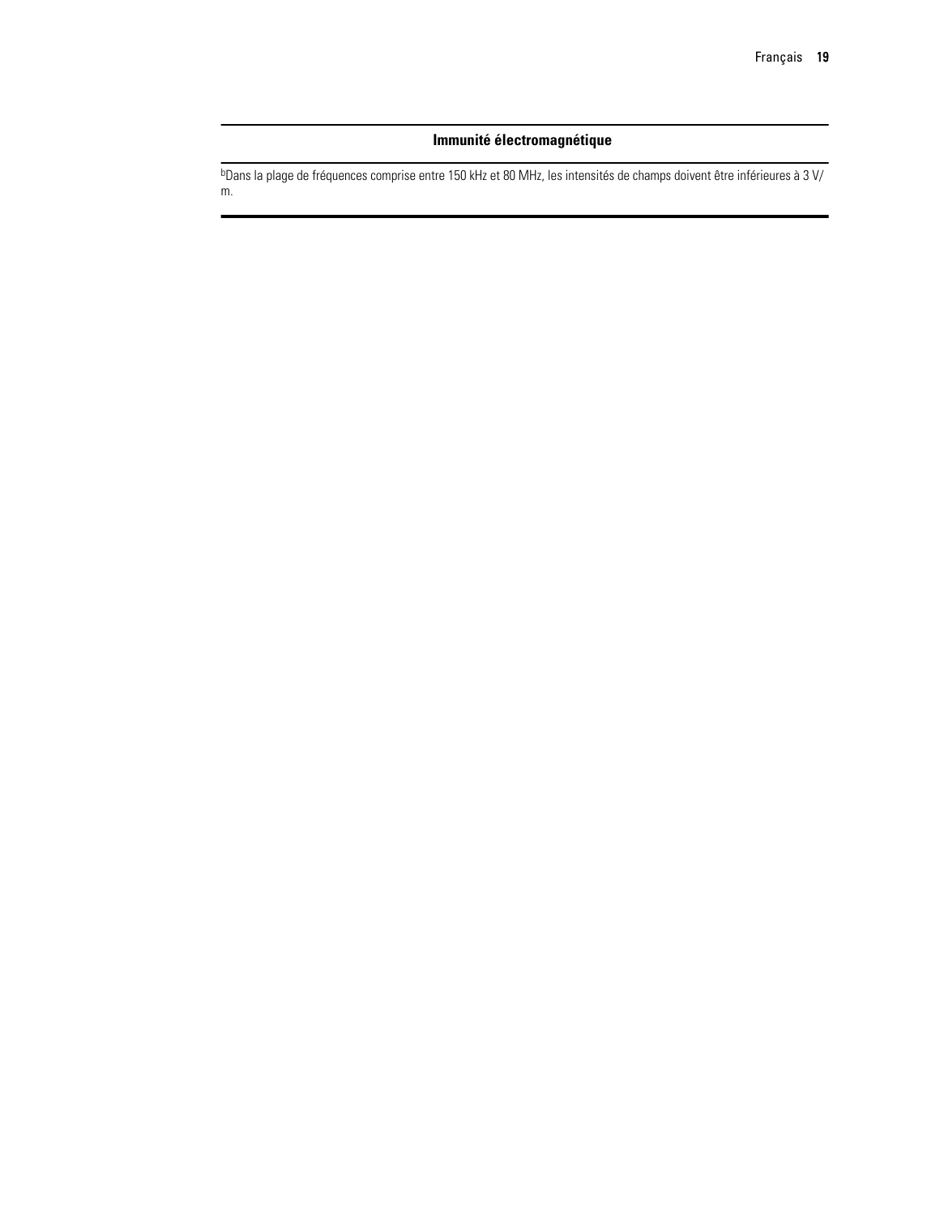| Immunité électromagnétique |
|---|
| [b]Dans la plage de fréquences comprise entre 150 kHz et 80 MHz, les intensités de champs doivent être inférieures à 3 V/m. |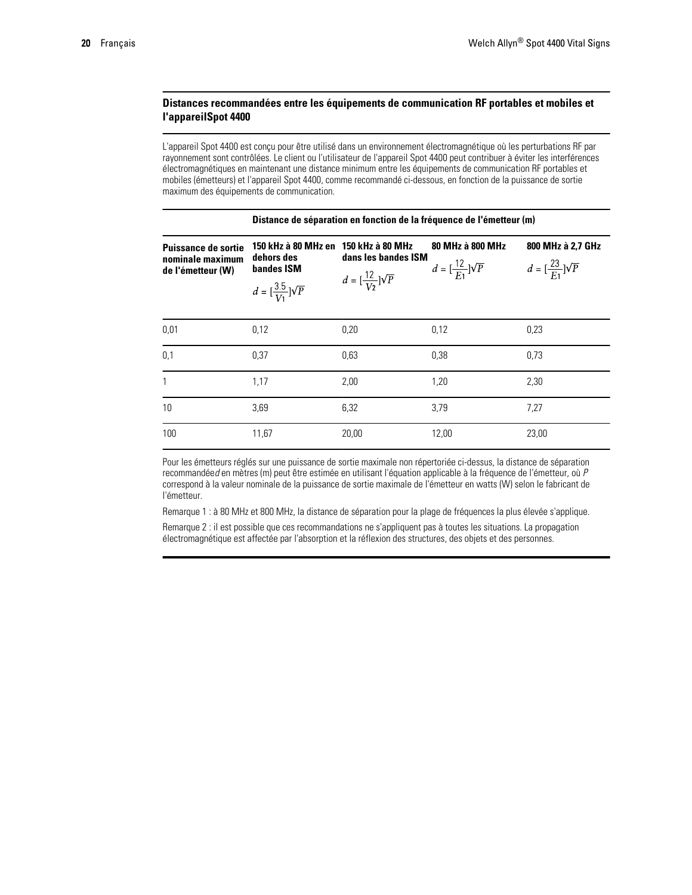## Distances recommandées entre les équipements de communication RF portables et mobiles et l'appareilSpot 4400

L'appareil Spot 4400 est conçu pour être utilisé dans un environnement électromagnétique où les perturbations RF par rayonnement sont contrôlées. Le client ou l'utilisateur de l'appareil Spot 4400 peut contribuer à éviter les interférences électromagnétiques en maintenant une distance minimum entre les équipements de communication RF portables et mobiles (émetteurs) et l'appareil Spot 4400, comme recommandé ci-dessous, en fonction de la puissance de sortie maximum des équipements de communication.

| | Distance de séparation en fonction de la fréquence de l'émetteur (m) | | | |
|---|---|---|---|---|
| **Puissance de sortie nominale maximum de l'émetteur (W)** | **150 kHz à 80 MHz en dehors des bandes ISM** $d = [\frac{3.5}{V_1}]\sqrt{P}$ | **150 kHz à 80 MHz dans les bandes ISM** $d = [\frac{12}{V_2}]\sqrt{P}$ | **80 MHz à 800 MHz** $d = [\frac{12}{E_1}]\sqrt{P}$ | **800 MHz à 2,7 GHz** $d = [\frac{23}{E_1}]\sqrt{P}$ |
| 0,01 | 0,12 | 0,20 | 0,12 | 0,23 |
| 0,1 | 0,37 | 0,63 | 0,38 | 0,73 |
| 1 | 1,17 | 2,00 | 1,20 | 2,30 |
| 10 | 3,69 | 6,32 | 3,79 | 7,27 |
| 100 | 11,67 | 20,00 | 12,00 | 23,00 |

Pour les émetteurs réglés sur une puissance de sortie maximale non répertoriée ci-dessus, la distance de séparation recommandée $d$ en mètres (m) peut être estimée en utilisant l'équation applicable à la fréquence de l'émetteur, où $P$ correspond à la valeur nominale de la puissance de sortie maximale de l'émetteur en watts (W) selon le fabricant de l'émetteur.

Remarque 1 : à 80 MHz et 800 MHz, la distance de séparation pour la plage de fréquences la plus élevée s'applique.

Remarque 2 : il est possible que ces recommandations ne s'appliquent pas à toutes les situations. La propagation électromagnétique est affectée par l'absorption et la réflexion des structures, des objets et des personnes.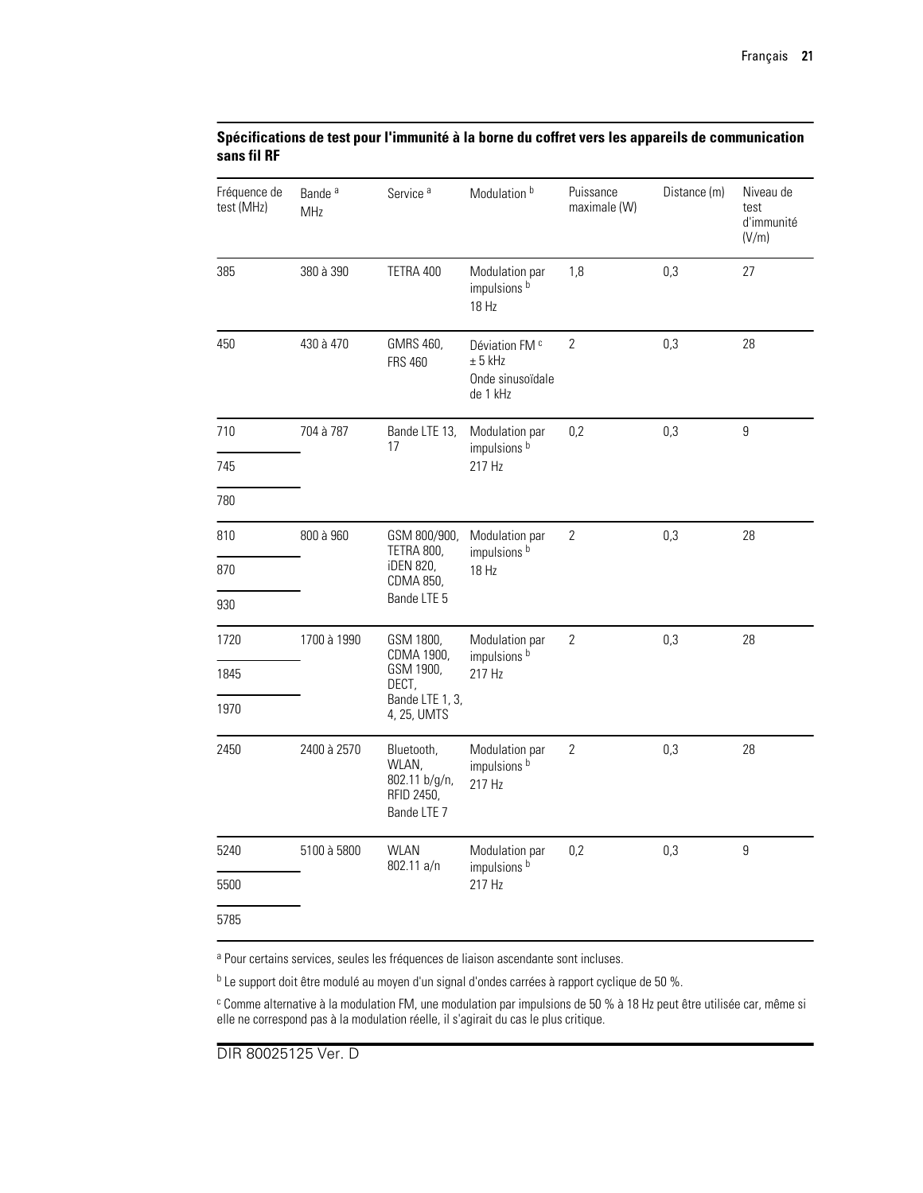**Spécifications de test pour l'immunité à la borne du coffret vers les appareils de communication sans fil RF**

| Fréquence de test (MHz) | Bande [a] MHz | Service [a] | Modulation [b] | Puissance maximale (W) | Distance (m) | Niveau de test d'immunité (V/m) |
|---|---|---|---|---|---|---|
| 385 | 380 à 390 | TETRA 400 | Modulation par impulsions [b] 18 Hz | 1,8 | 0,3 | 27 |
| 450 | 430 à 470 | GMRS 460, FRS 460 | Déviation FM [c] ± 5 kHz Onde sinusoïdale de 1 kHz | 2 | 0,3 | 28 |
| 710 | 704 à 787 | Bande LTE 13, 17 | Modulation par impulsions [b] 217 Hz | 0,2 | 0,3 | 9 |
| 745 | | | | | | |
| 780 | | | | | | |
| 810 | 800 à 960 | GSM 800/900, TETRA 800, iDEN 820, CDMA 850, Bande LTE 5 | Modulation par impulsions [b] 18 Hz | 2 | 0,3 | 28 |
| 870 | | | | | | |
| 930 | | | | | | |
| 1720 | 1700 à 1990 | GSM 1800, CDMA 1900, GSM 1900, DECT, Bande LTE 1, 3, 4, 25, UMTS | Modulation par impulsions [b] 217 Hz | 2 | 0,3 | 28 |
| 1845 | | | | | | |
| 1970 | | | | | | |
| 2450 | 2400 à 2570 | Bluetooth, WLAN, 802.11 b/g/n, RFID 2450, Bande LTE 7 | Modulation par impulsions [b] 217 Hz | 2 | 0,3 | 28 |
| 5240 | 5100 à 5800 | WLAN 802.11 a/n | Modulation par impulsions [b] 217 Hz | 0,2 | 0,3 | 9 |
| 5500 | | | | | | |
| 5785 | | | | | | |

[a] Pour certains services, seules les fréquences de liaison ascendante sont incluses.

[b] Le support doit être modulé au moyen d'un signal d'ondes carrées à rapport cyclique de 50 %.

[c] Comme alternative à la modulation FM, une modulation par impulsions de 50 % à 18 Hz peut être utilisée car, même si elle ne correspond pas à la modulation réelle, il s'agirait du cas le plus critique.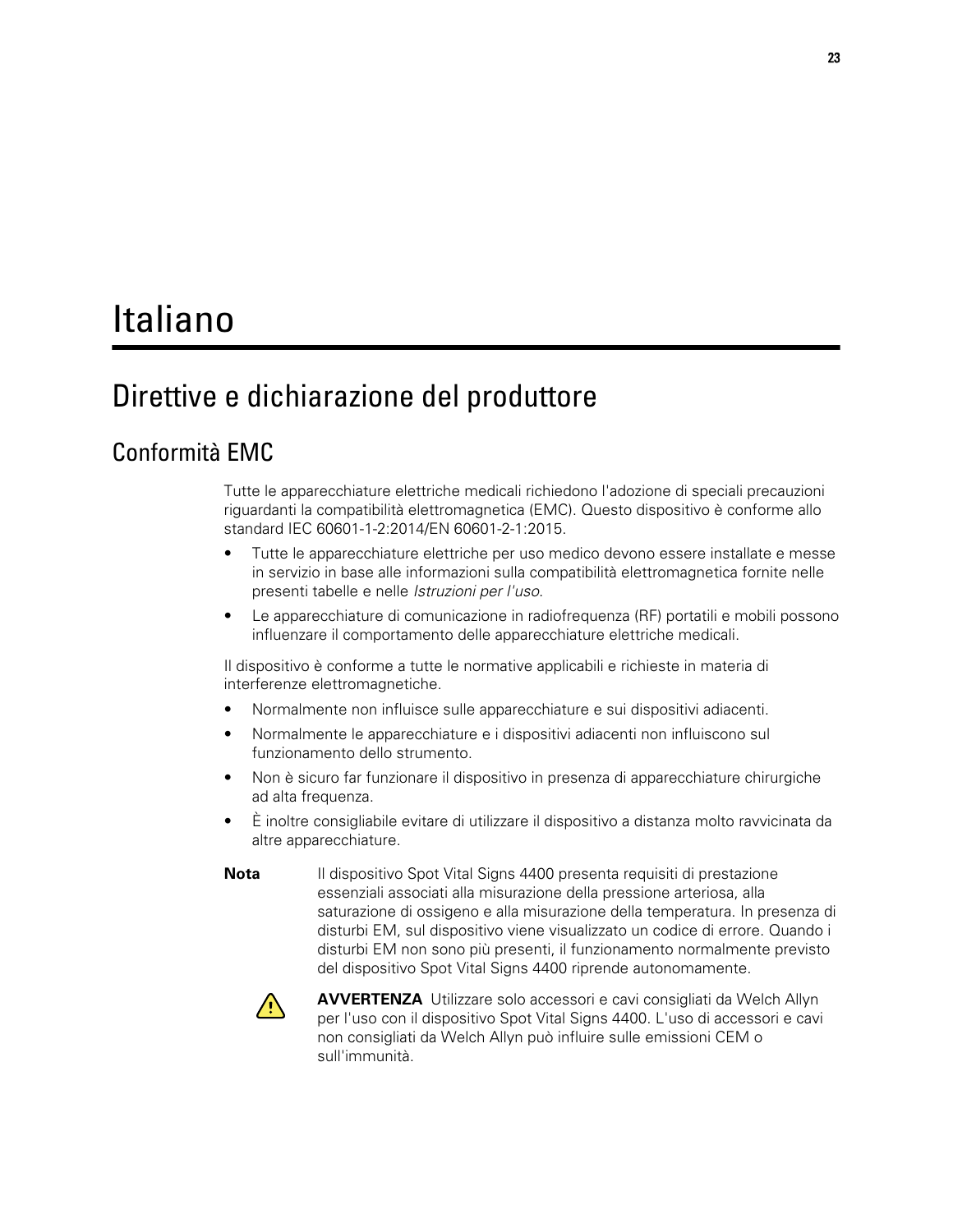# Italiano

## Direttive e dichiarazione del produttore

### Conformità EMC

Tutte le apparecchiature elettriche medicali richiedono l'adozione di speciali precauzioni riguardanti la compatibilità elettromagnetica (EMC). Questo dispositivo è conforme allo standard IEC 60601-1-2:2014/EN 60601-2-1:2015.

- Tutte le apparecchiature elettriche per uso medico devono essere installate e messe in servizio in base alle informazioni sulla compatibilità elettromagnetica fornite nelle presenti tabelle e nelle *Istruzioni per l'uso*.
- Le apparecchiature di comunicazione in radiofrequenza (RF) portatili e mobili possono influenzare il comportamento delle apparecchiature elettriche medicali.

Il dispositivo è conforme a tutte le normative applicabili e richieste in materia di interferenze elettromagnetiche.

- Normalmente non influisce sulle apparecchiature e sui dispositivi adiacenti.
- Normalmente le apparecchiature e i dispositivi adiacenti non influiscono sul funzionamento dello strumento.
- Non è sicuro far funzionare il dispositivo in presenza di apparecchiature chirurgiche ad alta frequenza.
- È inoltre consigliabile evitare di utilizzare il dispositivo a distanza molto ravvicinata da altre apparecchiature.

**Nota** Il dispositivo Spot Vital Signs 4400 presenta requisiti di prestazione essenziali associati alla misurazione della pressione arteriosa, alla saturazione di ossigeno e alla misurazione della temperatura. In presenza di disturbi EM, sul dispositivo viene visualizzato un codice di errore. Quando i disturbi EM non sono più presenti, il funzionamento normalmente previsto del dispositivo Spot Vital Signs 4400 riprende autonomamente.

**AVVERTENZA** Utilizzare solo accessori e cavi consigliati da Welch Allyn per l'uso con il dispositivo Spot Vital Signs 4400. L'uso di accessori e cavi non consigliati da Welch Allyn può influire sulle emissioni CEM o sull'immunità.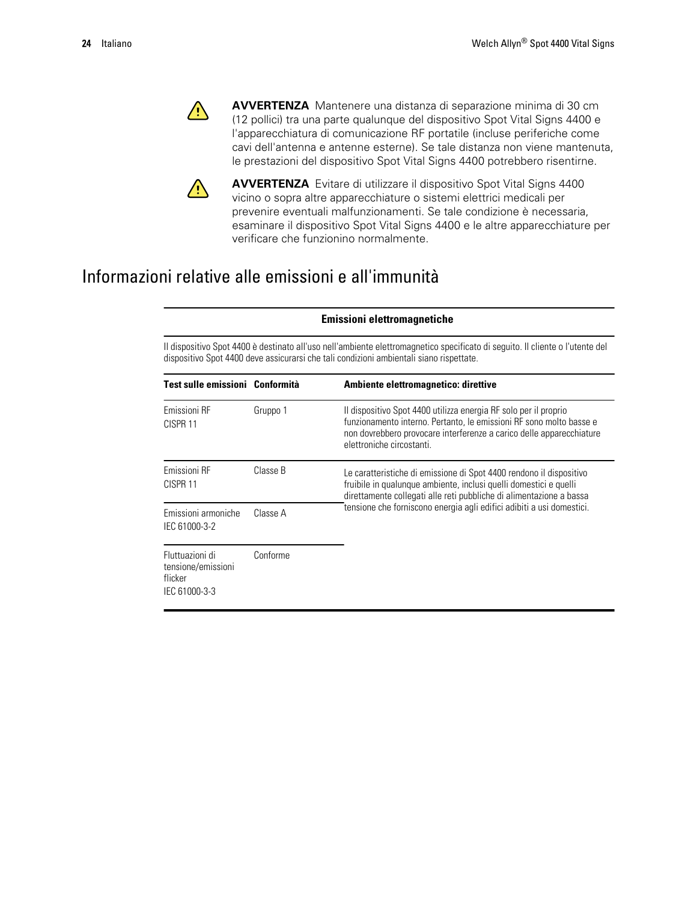**AVVERTENZA** Mantenere una distanza di separazione minima di 30 cm (12 pollici) tra una parte qualunque del dispositivo Spot Vital Signs 4400 e l'apparecchiatura di comunicazione RF portatile (incluse periferiche come cavi dell'antenna e antenne esterne). Se tale distanza non viene mantenuta, le prestazioni del dispositivo Spot Vital Signs 4400 potrebbero risentirne.

**AVVERTENZA** Evitare di utilizzare il dispositivo Spot Vital Signs 4400 vicino o sopra altre apparecchiature o sistemi elettrici medicali per prevenire eventuali malfunzionamenti. Se tale condizione è necessaria, esaminare il dispositivo Spot Vital Signs 4400 e le altre apparecchiature per verificare che funzionino normalmente.

# Informazioni relative alle emissioni e all'immunità

**Emissioni elettromagnetiche**

Il dispositivo Spot 4400 è destinato all'uso nell'ambiente elettromagnetico specificato di seguito. Il cliente o l'utente del dispositivo Spot 4400 deve assicurarsi che tali condizioni ambientali siano rispettate.

| Test sulle emissioni | Conformità | Ambiente elettromagnetico: direttive |
|---|---|---|
| Emissioni RF<br>CISPR 11 | Gruppo 1 | Il dispositivo Spot 4400 utilizza energia RF solo per il proprio funzionamento interno. Pertanto, le emissioni RF sono molto basse e non dovrebbero provocare interferenze a carico delle apparecchiature elettroniche circostanti. |
| Emissioni RF<br>CISPR 11 | Classe B | Le caratteristiche di emissione di Spot 4400 rendono il dispositivo fruibile in qualunque ambiente, inclusi quelli domestici e quelli direttamente collegati alle reti pubbliche di alimentazione a bassa tensione che forniscono energia agli edifici adibiti a usi domestici. |
| Emissioni armoniche<br>IEC 61000-3-2 | Classe A | |
| Fluttuazioni di tensione/emissioni flicker<br>IEC 61000-3-3 | Conforme | |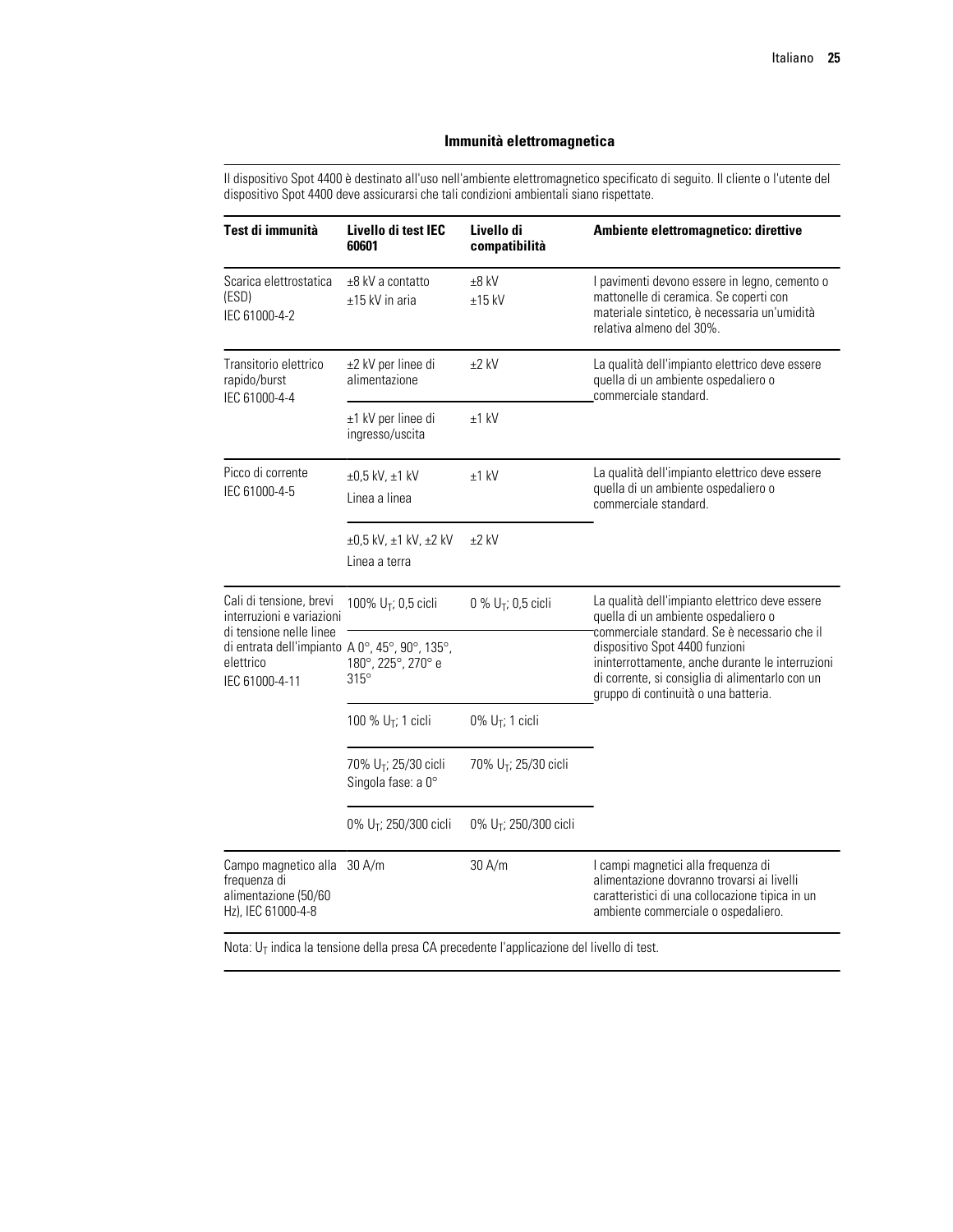## Immunità elettromagnetica

Il dispositivo Spot 4400 è destinato all'uso nell'ambiente elettromagnetico specificato di seguito. Il cliente o l'utente del dispositivo Spot 4400 deve assicurarsi che tali condizioni ambientali siano rispettate.

| Test di immunità | Livello di test IEC 60601 | Livello di compatibilità | Ambiente elettromagnetico: direttive |
|---|---|---|---|
| Scarica elettrostatica (ESD)<br>IEC 61000-4-2 | ±8 kV a contatto<br>±15 kV in aria | ±8 kV<br>±15 kV | I pavimenti devono essere in legno, cemento o mattonelle di ceramica. Se coperti con materiale sintetico, è necessaria un'umidità relativa almeno del 30%. |
| Transitorio elettrico rapido/burst<br>IEC 61000-4-4 | ±2 kV per linee di alimentazione | ±2 kV | La qualità dell'impianto elettrico deve essere quella di un ambiente ospedaliero o commerciale standard. |
| | ±1 kV per linee di ingresso/uscita | ±1 kV | |
| Picco di corrente<br>IEC 61000-4-5 | ±0,5 kV, ±1 kV<br>Linea a linea | ±1 kV | La qualità dell'impianto elettrico deve essere quella di un ambiente ospedaliero o commerciale standard. |
| | ±0,5 kV, ±1 kV, ±2 kV<br>Linea a terra | ±2 kV | |
| Cali di tensione, brevi interruzioni e variazioni di tensione nelle linee di entrata dell'impianto elettrico<br>IEC 61000-4-11 | 100% $U_T$; 0,5 cicli | 0 % $U_T$; 0,5 cicli | La qualità dell'impianto elettrico deve essere quella di un ambiente ospedaliero o commerciale standard. Se è necessario che il dispositivo Spot 4400 funzioni ininterrottamente, anche durante le interruzioni di corrente, si consiglia di alimentarlo con un gruppo di continuità o una batteria. |
| | A 0°, 45°, 90°, 135°, 180°, 225°, 270° e 315° | | |
| | 100 % $U_T$; 1 cicli | 0% $U_T$; 1 cicli | |
| | 70% $U_T$; 25/30 cicli<br>Singola fase: a 0° | 70% $U_T$; 25/30 cicli | |
| | 0% $U_T$; 250/300 cicli | 0% $U_T$; 250/300 cicli | |
| Campo magnetico alla frequenza di alimentazione (50/60 Hz), IEC 61000-4-8 | 30 A/m | 30 A/m | I campi magnetici alla frequenza di alimentazione dovranno trovarsi ai livelli caratteristici di una collocazione tipica in un ambiente commerciale o ospedaliero. |

Nota: $U_T$ indica la tensione della presa CA precedente l'applicazione del livello di test.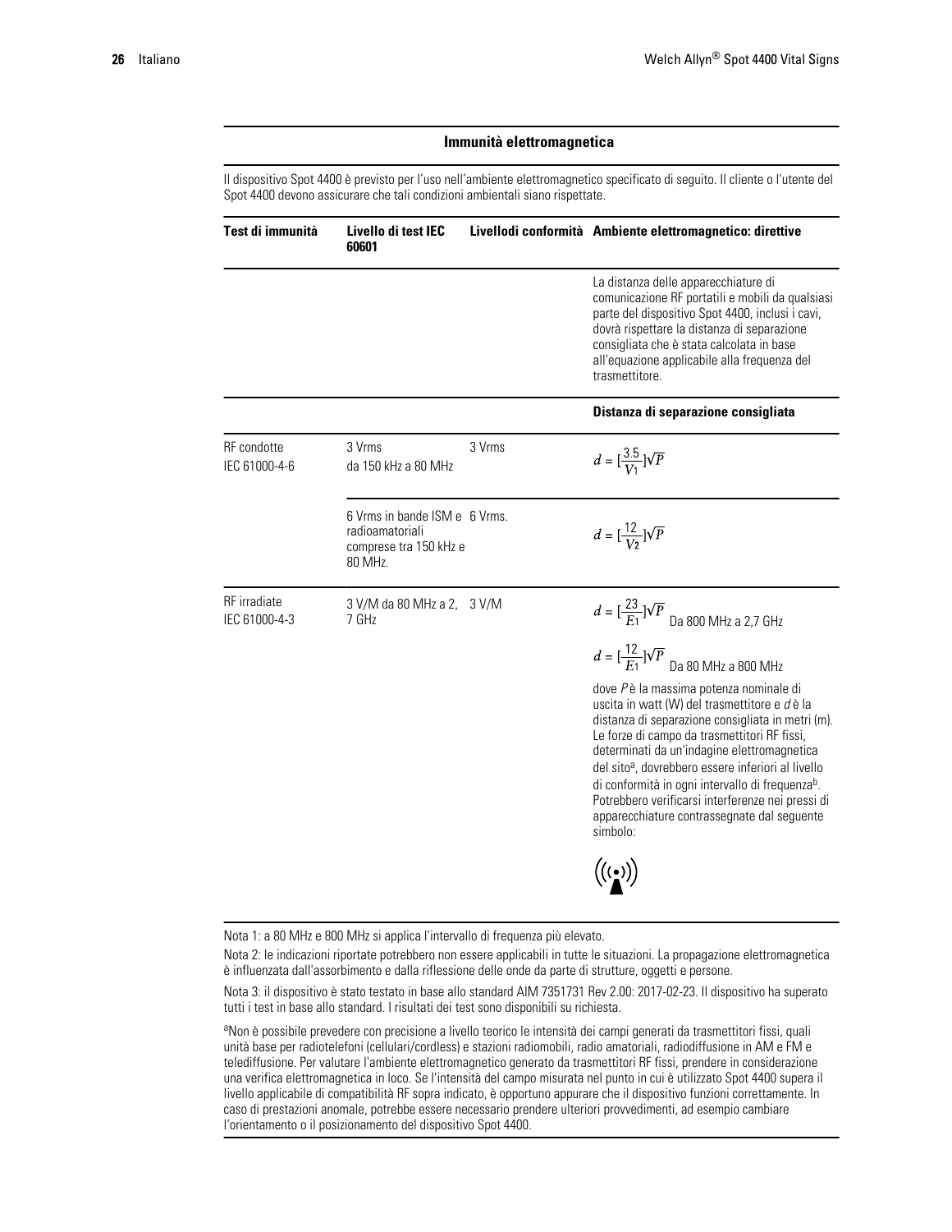## Immunità elettromagnetica

Il dispositivo Spot 4400 è previsto per l'uso nell'ambiente elettromagnetico specificato di seguito. Il cliente o l'utente del Spot 4400 devono assicurare che tali condizioni ambientali siano rispettate.

| Test di immunità | Livello di test IEC 60601 | Livellodi conformità | Ambiente elettromagnetico: direttive |
|---|---|---|---|
| | | | La distanza delle apparecchiature di comunicazione RF portatili e mobili da qualsiasi parte del dispositivo Spot 4400, inclusi i cavi, dovrà rispettare la distanza di separazione consigliata che è stata calcolata in base all'equazione applicabile alla frequenza del trasmettitore. |
| | | | **Distanza di separazione consigliata** |
| RF condotte IEC 61000-4-6 | 3 Vrms da 150 kHz a 80 MHz | 3 Vrms | $d = [\frac{3.5}{V_1}]\sqrt{P}$ |
| | 6 Vrms in bande ISM e radioamatoriali comprese tra 150 kHz e 80 MHz. | 6 Vrms. | $d = [\frac{12}{V_2}]\sqrt{P}$ |
| RF irradiate IEC 61000-4-3 | 3 V/M da 80 MHz a 2,7 GHz | 3 V/M | $d = [\frac{23}{E_1}]\sqrt{P}$ Da 800 MHz a 2,7 GHz<br><br>$d = [\frac{12}{E_1}]\sqrt{P}$ Da 80 MHz a 800 MHz<br><br>dove $P$ è la massima potenza nominale di uscita in watt (W) del trasmettitore e $d$ è la distanza di separazione consigliata in metri (m). Le forze di campo da trasmettitori RF fissi, determinati da un'indagine elettromagnetica del sito[a], dovrebbero essere inferiori al livello di conformità in ogni intervallo di frequenza[b]. Potrebbero verificarsi interferenze nei pressi di apparecchiature contrassegnate dal seguente simbolo: |

Nota 1: a 80 MHz e 800 MHz si applica l'intervallo di frequenza più elevato.

Nota 2: le indicazioni riportate potrebbero non essere applicabili in tutte le situazioni. La propagazione elettromagnetica è influenzata dall'assorbimento e dalla riflessione delle onde da parte di strutture, oggetti e persone.

Nota 3: il dispositivo è stato testato in base allo standard AIM 7351731 Rev 2.00: 2017-02-23. Il dispositivo ha superato tutti i test in base allo standard. I risultati dei test sono disponibili su richiesta.

[a]Non è possibile prevedere con precisione a livello teorico le intensità dei campi generati da trasmettitori fissi, quali unità base per radiotelefoni (cellulari/cordless) e stazioni radiomobili, radio amatoriali, radiodiffusione in AM e FM e telediffusione. Per valutare l'ambiente elettromagnetico generato da trasmettitori RF fissi, prendere in considerazione una verifica elettromagnetica in loco. Se l'intensità del campo misurata nel punto in cui è utilizzato Spot 4400 supera il livello applicabile di compatibilità RF sopra indicato, è opportuno appurare che il dispositivo funzioni correttamente. In caso di prestazioni anomale, potrebbe essere necessario prendere ulteriori provvedimenti, ad esempio cambiare l'orientamento o il posizionamento del dispositivo Spot 4400.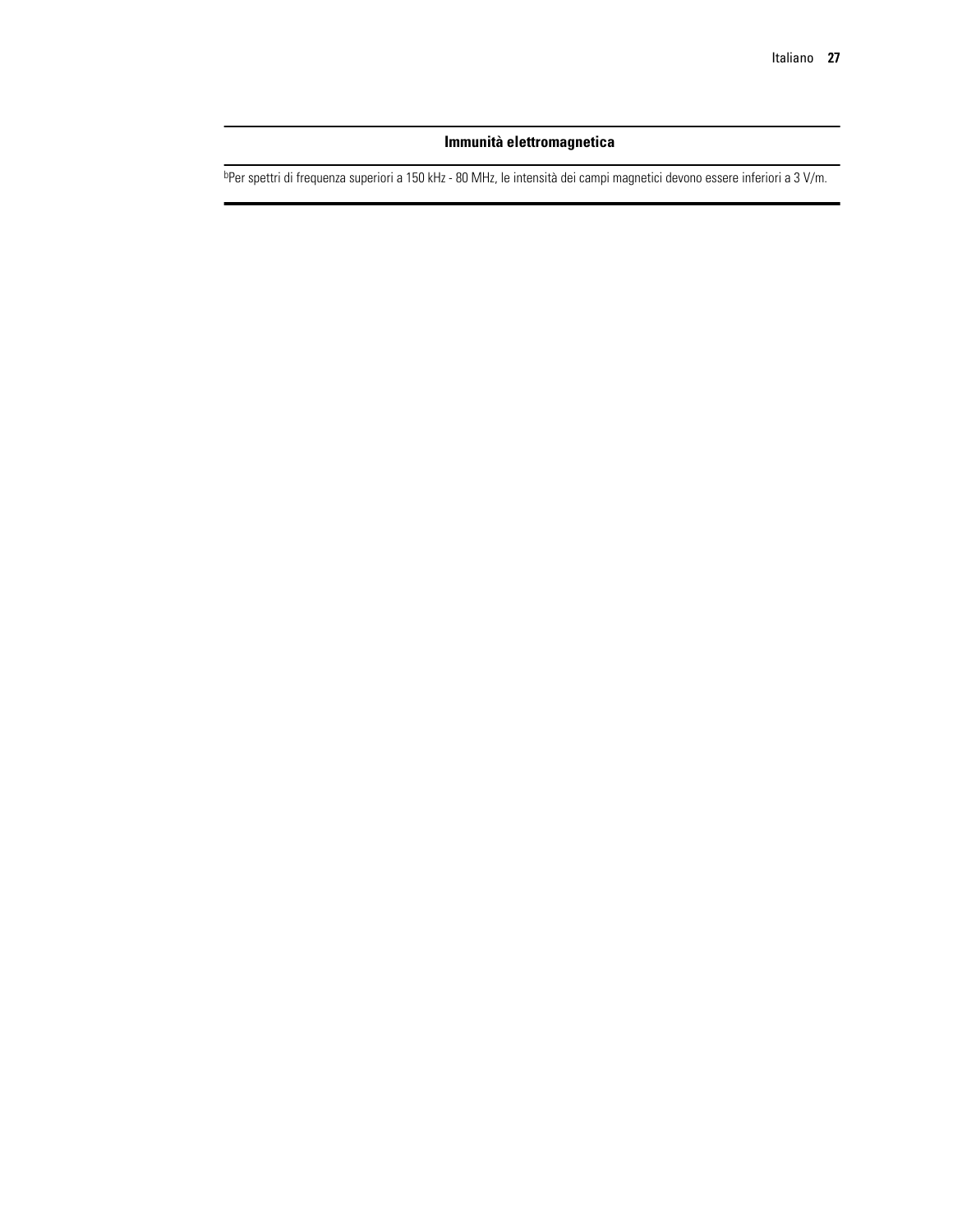| Immunità elettromagnetica |
| --- |
| [b]Per spettri di frequenza superiori a 150 kHz - 80 MHz, le intensità dei campi magnetici devono essere inferiori a 3 V/m. |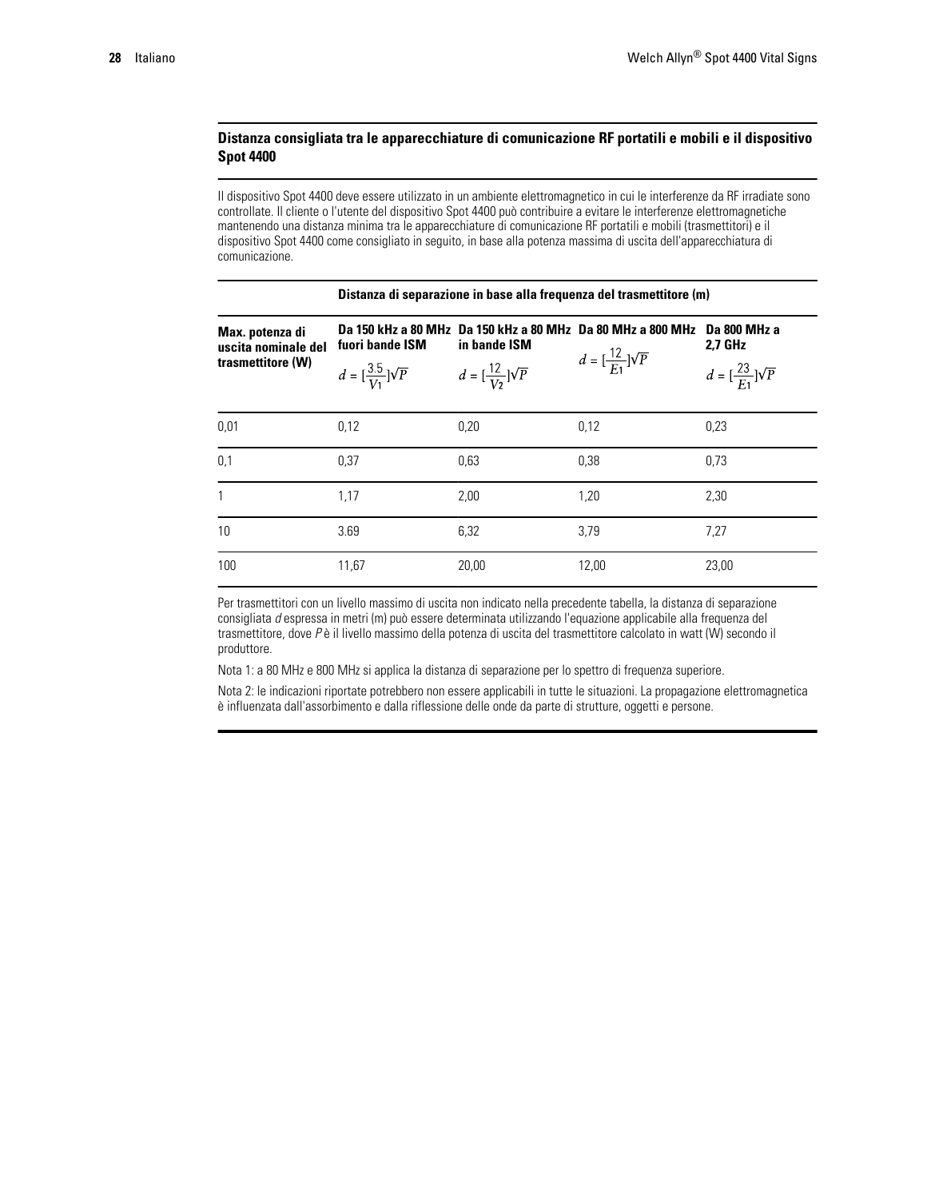## Distanza consigliata tra le apparecchiature di comunicazione RF portatili e mobili e il dispositivo Spot 4400

Il dispositivo Spot 4400 deve essere utilizzato in un ambiente elettromagnetico in cui le interferenze da RF irradiate sono controllate. Il cliente o l'utente del dispositivo Spot 4400 può contribuire a evitare le interferenze elettromagnetiche mantenendo una distanza minima tra le apparecchiature di comunicazione RF portatili e mobili (trasmettitori) e il dispositivo Spot 4400 come consigliato in seguito, in base alla potenza massima di uscita dell'apparecchiatura di comunicazione.

| | **Distanza di separazione in base alla frequenza del trasmettitore (m)** | | | |
|---|---|---|---|---|
| **Max. potenza di uscita nominale del trasmettitore (W)** | **Da 150 kHz a 80 MHz fuori bande ISM** $d = [\frac{3.5}{V_1}]\sqrt{P}$ | **Da 150 kHz a 80 MHz in bande ISM** $d = [\frac{12}{V_2}]\sqrt{P}$ | **Da 80 MHz a 800 MHz** $d = [\frac{12}{E_1}]\sqrt{P}$ | **Da 800 MHz a 2,7 GHz** $d = [\frac{23}{E_1}]\sqrt{P}$ |
| 0,01 | 0,12 | 0,20 | 0,12 | 0,23 |
| 0,1 | 0,37 | 0,63 | 0,38 | 0,73 |
| 1 | 1,17 | 2,00 | 1,20 | 2,30 |
| 10 | 3.69 | 6,32 | 3,79 | 7,27 |
| 100 | 11,67 | 20,00 | 12,00 | 23,00 |

Per trasmettitori con un livello massimo di uscita non indicato nella precedente tabella, la distanza di separazione consigliata *d* espressa in metri (m) può essere determinata utilizzando l'equazione applicabile alla frequenza del trasmettitore, dove *P* è il livello massimo della potenza di uscita del trasmettitore calcolato in watt (W) secondo il produttore.

Nota 1: a 80 MHz e 800 MHz si applica la distanza di separazione per lo spettro di frequenza superiore.

Nota 2: le indicazioni riportate potrebbero non essere applicabili in tutte le situazioni. La propagazione elettromagnetica è influenzata dall'assorbimento e dalla riflessione delle onde da parte di strutture, oggetti e persone.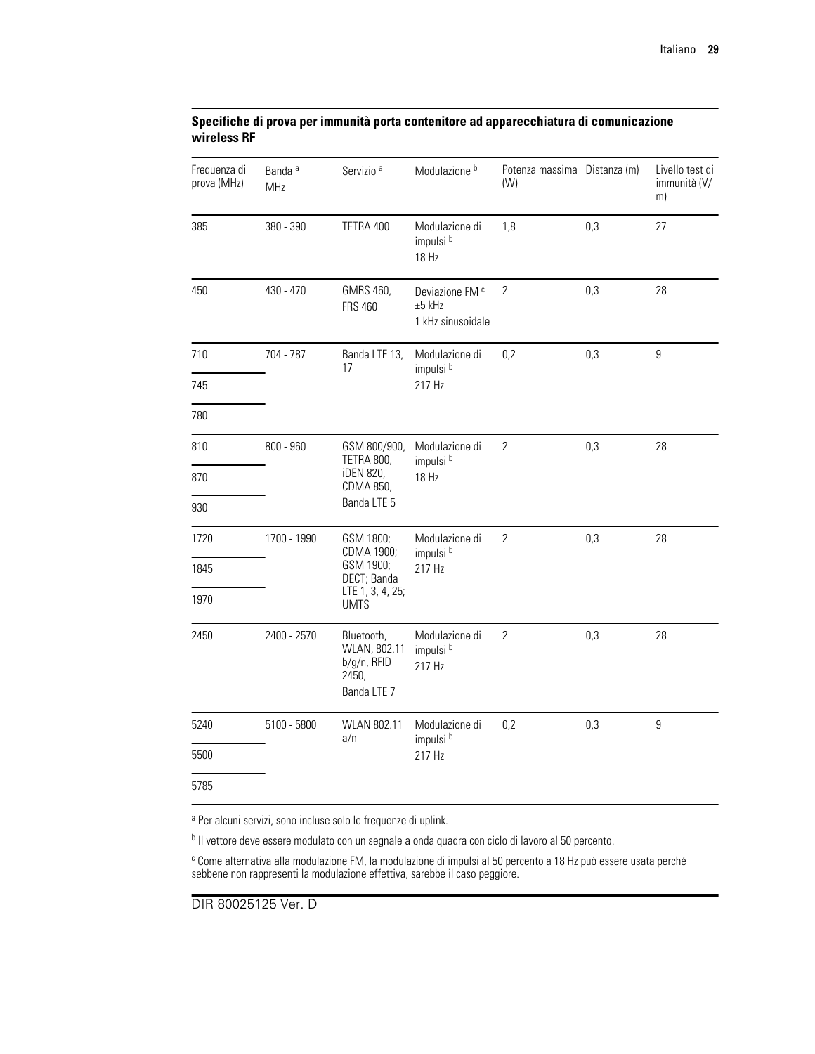**Specifiche di prova per immunità porta contenitore ad apparecchiatura di comunicazione wireless RF**

| Frequenza di prova (MHz) | Banda [a] MHz | Servizio [a] | Modulazione [b] | Potenza massima (W) | Distanza (m) | Livello test di immunità (V/m) |
|---|---|---|---|---|---|---|
| 385 | 380 - 390 | TETRA 400 | Modulazione di impulsi [b] 18 Hz | 1,8 | 0,3 | 27 |
| 450 | 430 - 470 | GMRS 460, FRS 460 | Deviazione FM [c] ±5 kHz 1 kHz sinusoidale | 2 | 0,3 | 28 |
| 710<br>745<br>780 | 704 - 787 | Banda LTE 13, 17 | Modulazione di impulsi [b] 217 Hz | 0,2 | 0,3 | 9 |
| 810<br>870<br>930 | 800 - 960 | GSM 800/900, TETRA 800, iDEN 820, CDMA 850, Banda LTE 5 | Modulazione di impulsi [b] 18 Hz | 2 | 0,3 | 28 |
| 1720<br>1845<br>1970 | 1700 - 1990 | GSM 1800; CDMA 1900; GSM 1900; DECT; Banda LTE 1, 3, 4, 25; UMTS | Modulazione di impulsi [b] 217 Hz | 2 | 0,3 | 28 |
| 2450 | 2400 - 2570 | Bluetooth, WLAN, 802.11 b/g/n, RFID 2450, Banda LTE 7 | Modulazione di impulsi [b] 217 Hz | 2 | 0,3 | 28 |
| 5240<br>5500<br>5785 | 5100 - 5800 | WLAN 802.11 a/n | Modulazione di impulsi [b] 217 Hz | 0,2 | 0,3 | 9 |

[a] Per alcuni servizi, sono incluse solo le frequenze di uplink.

[b] Il vettore deve essere modulato con un segnale a onda quadra con ciclo di lavoro al 50 percento.

[c] Come alternativa alla modulazione FM, la modulazione di impulsi al 50 percento a 18 Hz può essere usata perché sebbene non rappresenti la modulazione effettiva, sarebbe il caso peggiore.

DIR 80025125 Ver. D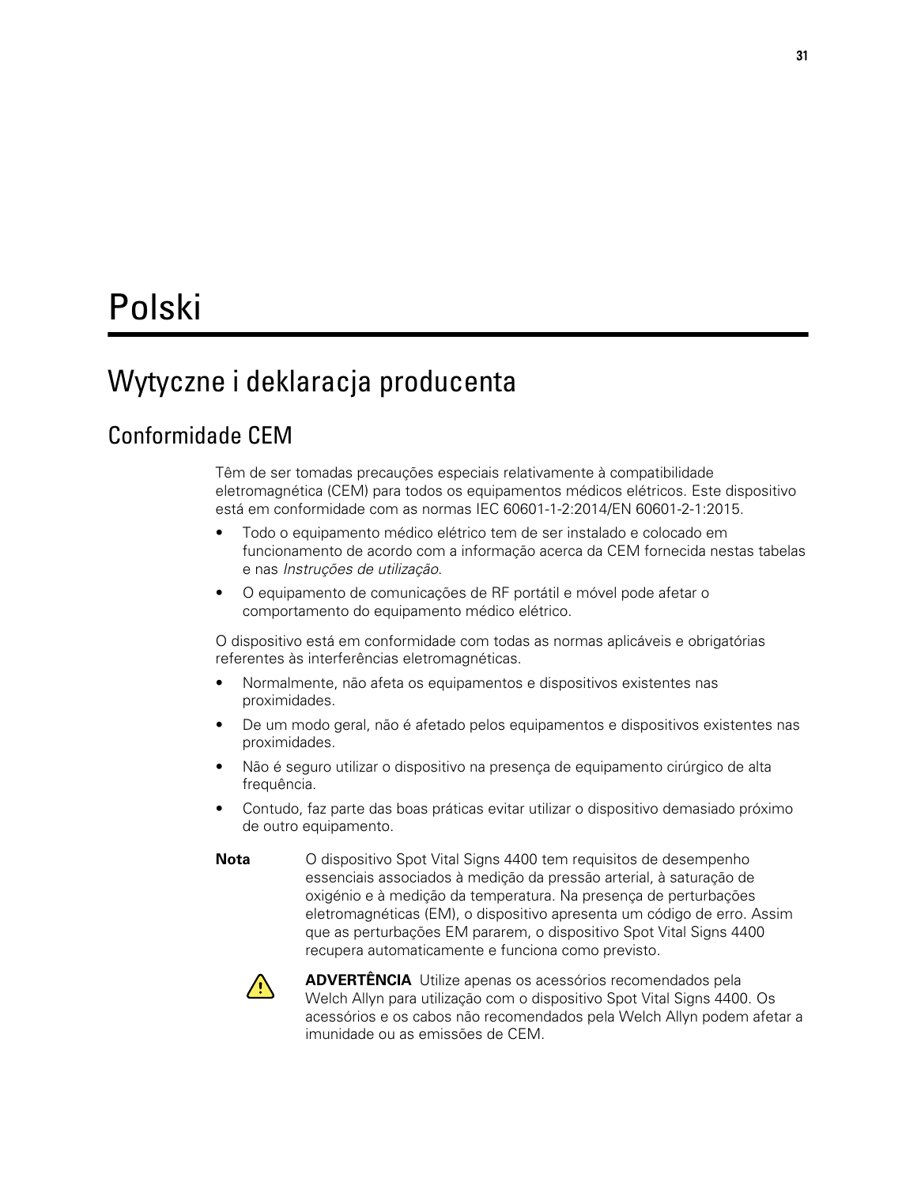# Polski

## Wytyczne i deklaracja producenta

### Conformidade CEM

Têm de ser tomadas precauções especiais relativamente à compatibilidade eletromagnética (CEM) para todos os equipamentos médicos elétricos. Este dispositivo está em conformidade com as normas IEC 60601-1-2:2014/EN 60601-2-1:2015.

- Todo o equipamento médico elétrico tem de ser instalado e colocado em funcionamento de acordo com a informação acerca da CEM fornecida nestas tabelas e nas *Instruções de utilização*.
- O equipamento de comunicações de RF portátil e móvel pode afetar o comportamento do equipamento médico elétrico.

O dispositivo está em conformidade com todas as normas aplicáveis e obrigatórias referentes às interferências eletromagnéticas.

- Normalmente, não afeta os equipamentos e dispositivos existentes nas proximidades.
- De um modo geral, não é afetado pelos equipamentos e dispositivos existentes nas proximidades.
- Não é seguro utilizar o dispositivo na presença de equipamento cirúrgico de alta frequência.
- Contudo, faz parte das boas práticas evitar utilizar o dispositivo demasiado próximo de outro equipamento.

**Nota** O dispositivo Spot Vital Signs 4400 tem requisitos de desempenho essenciais associados à medição da pressão arterial, à saturação de oxigénio e à medição da temperatura. Na presença de perturbações eletromagnéticas (EM), o dispositivo apresenta um código de erro. Assim que as perturbações EM pararem, o dispositivo Spot Vital Signs 4400 recupera automaticamente e funciona como previsto.

**ADVERTÊNCIA** Utilize apenas os acessórios recomendados pela Welch Allyn para utilização com o dispositivo Spot Vital Signs 4400. Os acessórios e os cabos não recomendados pela Welch Allyn podem afetar a imunidade ou as emissões de CEM.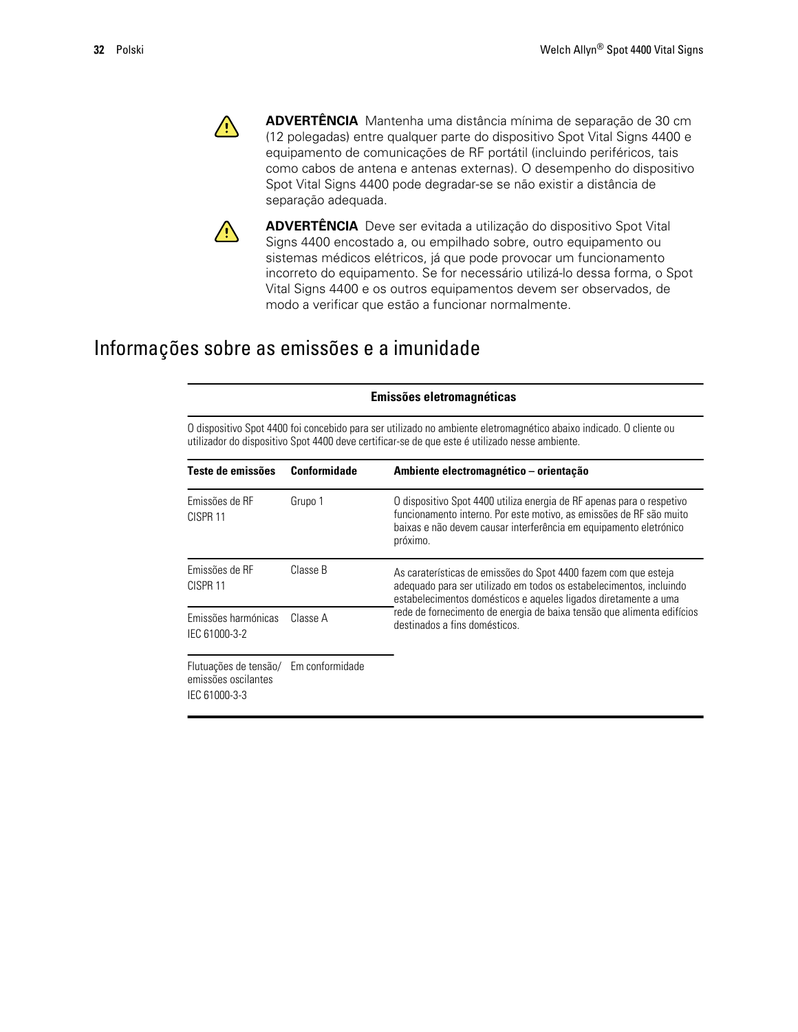> ⚠ **ADVERTÊNCIA** Mantenha uma distância mínima de separação de 30 cm (12 polegadas) entre qualquer parte do dispositivo Spot Vital Signs 4400 e equipamento de comunicações de RF portátil (incluindo periféricos, tais como cabos de antena e antenas externas). O desempenho do dispositivo Spot Vital Signs 4400 pode degradar-se se não existir a distância de separação adequada.

> ⚠ **ADVERTÊNCIA** Deve ser evitada a utilização do dispositivo Spot Vital Signs 4400 encostado a, ou empilhado sobre, outro equipamento ou sistemas médicos elétricos, já que pode provocar um funcionamento incorreto do equipamento. Se for necessário utilizá-lo dessa forma, o Spot Vital Signs 4400 e os outros equipamentos devem ser observados, de modo a verificar que estão a funcionar normalmente.

## Informações sobre as emissões e a imunidade

**Emissões eletromagnéticas**

O dispositivo Spot 4400 foi concebido para ser utilizado no ambiente eletromagnético abaixo indicado. O cliente ou utilizador do dispositivo Spot 4400 deve certificar-se de que este é utilizado nesse ambiente.

| Teste de emissões | Conformidade | Ambiente electromagnético – orientação |
|---|---|---|
| Emissões de RF<br>CISPR 11 | Grupo 1 | O dispositivo Spot 4400 utiliza energia de RF apenas para o respetivo funcionamento interno. Por este motivo, as emissões de RF são muito baixas e não devem causar interferência em equipamento eletrónico próximo. |
| Emissões de RF<br>CISPR 11 | Classe B | As caraterísticas de emissões do Spot 4400 fazem com que esteja adequado para ser utilizado em todos os estabelecimentos, incluindo estabelecimentos domésticos e aqueles ligados diretamente a uma rede de fornecimento de energia de baixa tensão que alimenta edifícios destinados a fins domésticos. |
| Emissões harmónicas<br>IEC 61000-3-2 | Classe A | |
| Flutuações de tensão/ emissões oscilantes<br>IEC 61000-3-3 | Em conformidade | |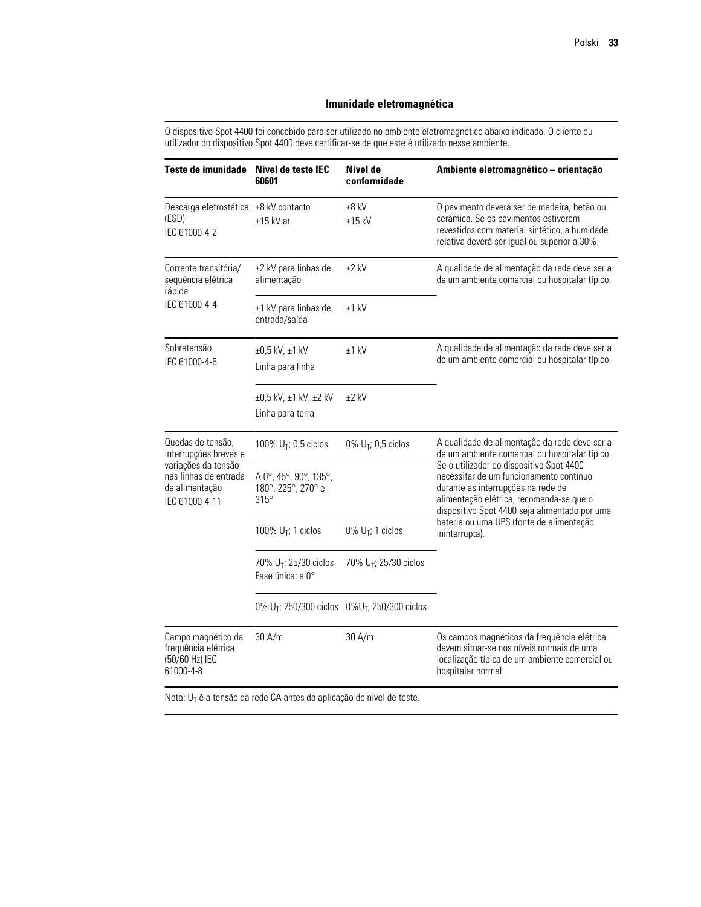## Imunidade eletromagnética

O dispositivo Spot 4400 foi concebido para ser utilizado no ambiente eletromagnético abaixo indicado. O cliente ou utilizador do dispositivo Spot 4400 deve certificar-se de que este é utilizado nesse ambiente.

| Teste de imunidade | Nível de teste IEC 60601 | Nível de conformidade | Ambiente eletromagnético – orientação |
|---|---|---|---|
| Descarga eletrostática (ESD) IEC 61000-4-2 | ±8 kV contacto<br>±15 kV ar | ±8 kV<br>±15 kV | O pavimento deverá ser de madeira, betão ou cerâmica. Se os pavimentos estiverem revestidos com material sintético, a humidade relativa deverá ser igual ou superior a 30%. |
| Corrente transitória/ sequência elétrica rápida IEC 61000-4-4 | ±2 kV para linhas de alimentação | ±2 kV | A qualidade de alimentação da rede deve ser a de um ambiente comercial ou hospitalar típico. |
| | ±1 kV para linhas de entrada/saída | ±1 kV | |
| Sobretensão IEC 61000-4-5 | ±0,5 kV, ±1 kV<br>Linha para linha | ±1 kV | A qualidade de alimentação da rede deve ser a de um ambiente comercial ou hospitalar típico. |
| | ±0,5 kV, ±1 kV, ±2 kV<br>Linha para terra | ±2 kV | |
| Quedas de tensão, interrupções breves e variações da tensão nas linhas de entrada de alimentação IEC 61000-4-11 | 100% $U_T$; 0,5 ciclos | 0% $U_T$; 0,5 ciclos | A qualidade de alimentação da rede deve ser a de um ambiente comercial ou hospitalar típico. Se o utilizador do dispositivo Spot 4400 necessitar de um funcionamento contínuo durante as interrupções na rede de alimentação elétrica, recomenda-se que o dispositivo Spot 4400 seja alimentado por uma bateria ou uma UPS (fonte de alimentação ininterrupta). |
| | A 0°, 45°, 90°, 135°, 180°, 225°, 270° e 315° | | |
| | 100% $U_T$; 1 ciclos | 0% $U_T$; 1 ciclos | |
| | 70% $U_T$; 25/30 ciclos<br>Fase única: a 0° | 70% $U_T$; 25/30 ciclos | |
| | 0% $U_T$; 250/300 ciclos | 0%$U_T$; 250/300 ciclos | |
| Campo magnético da frequência elétrica (50/60 Hz) IEC 61000-4-8 | 30 A/m | 30 A/m | Os campos magnéticos da frequência elétrica devem situar-se nos níveis normais de uma localização típica de um ambiente comercial ou hospitalar normal. |

Nota: $U_T$ é a tensão da rede CA antes da aplicação do nível de teste.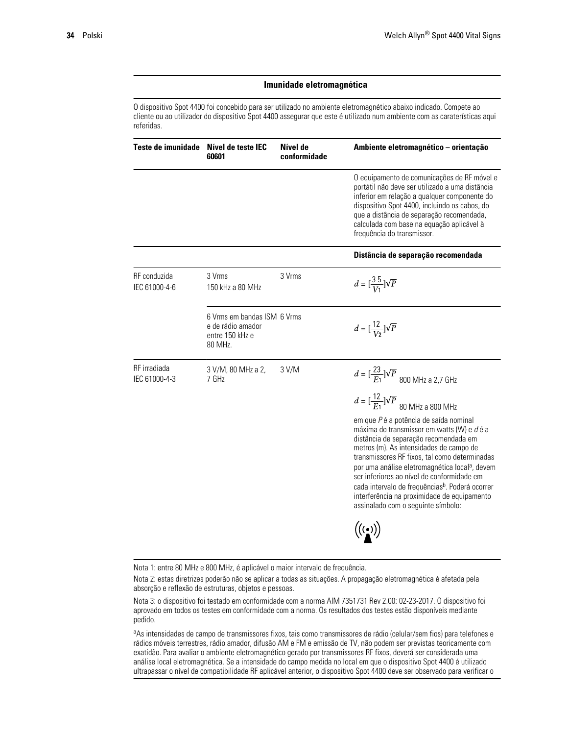## Imunidade eletromagnética

O dispositivo Spot 4400 foi concebido para ser utilizado no ambiente eletromagnético abaixo indicado. Compete ao cliente ou ao utilizador do dispositivo Spot 4400 assegurar que este é utilizado num ambiente com as caraterísticas aqui referidas.

| Teste de imunidade | Nível de teste IEC 60601 | Nível de conformidade | Ambiente eletromagnético – orientação |
|---|---|---|---|
| | | | O equipamento de comunicações de RF móvel e portátil não deve ser utilizado a uma distância inferior em relação a qualquer componente do dispositivo Spot 4400, incluindo os cabos, do que a distância de separação recomendada, calculada com base na equação aplicável à frequência do transmissor. |
| | | | **Distância de separação recomendada** |
| RF conduzida IEC 61000-4-6 | 3 Vrms 150 kHz a 80 MHz | 3 Vrms | $d = [\frac{3.5}{V_1}]\sqrt{P}$ |
| | 6 Vrms em bandas ISM e de rádio amador entre 150 kHz e 80 MHz. | 6 Vrms | $d = [\frac{12}{V_2}]\sqrt{P}$ |
| RF irradiada IEC 61000-4-3 | 3 V/M, 80 MHz a 2, 7 GHz | 3 V/M | $d = [\frac{23}{E_1}]\sqrt{P}$ 800 MHz a 2,7 GHz<br>$d = [\frac{12}{E_1}]\sqrt{P}$ 80 MHz a 800 MHz<br>em que *P* é a potência de saída nominal máxima do transmissor em watts (W) e *d* é a distância de separação recomendada em metros (m). As intensidades de campo de transmissores RF fixos, tal como determinadas por uma análise eletromagnética local[a], devem ser inferiores ao nível de conformidade em cada intervalo de frequências[b]. Poderá ocorrer interferência na proximidade de equipamento assinalado com o seguinte símbolo: |

Nota 1: entre 80 MHz e 800 MHz, é aplicável o maior intervalo de frequência.

Nota 2: estas diretrizes poderão não se aplicar a todas as situações. A propagação eletromagnética é afetada pela absorção e reflexão de estruturas, objetos e pessoas.

Nota 3: o dispositivo foi testado em conformidade com a norma AIM 7351731 Rev 2.00: 02-23-2017. O dispositivo foi aprovado em todos os testes em conformidade com a norma. Os resultados dos testes estão disponíveis mediante pedido.

[a]As intensidades de campo de transmissores fixos, tais como transmissores de rádio (celular/sem fios) para telefones e rádios móveis terrestres, rádio amador, difusão AM e FM e emissão de TV, não podem ser previstas teoricamente com exatidão. Para avaliar o ambiente eletromagnético gerado por transmissores RF fixos, deverá ser considerada uma análise local eletromagnética. Se a intensidade do campo medida no local em que o dispositivo Spot 4400 é utilizado ultrapassar o nível de compatibilidade RF aplicável anterior, o dispositivo Spot 4400 deve ser observado para verificar o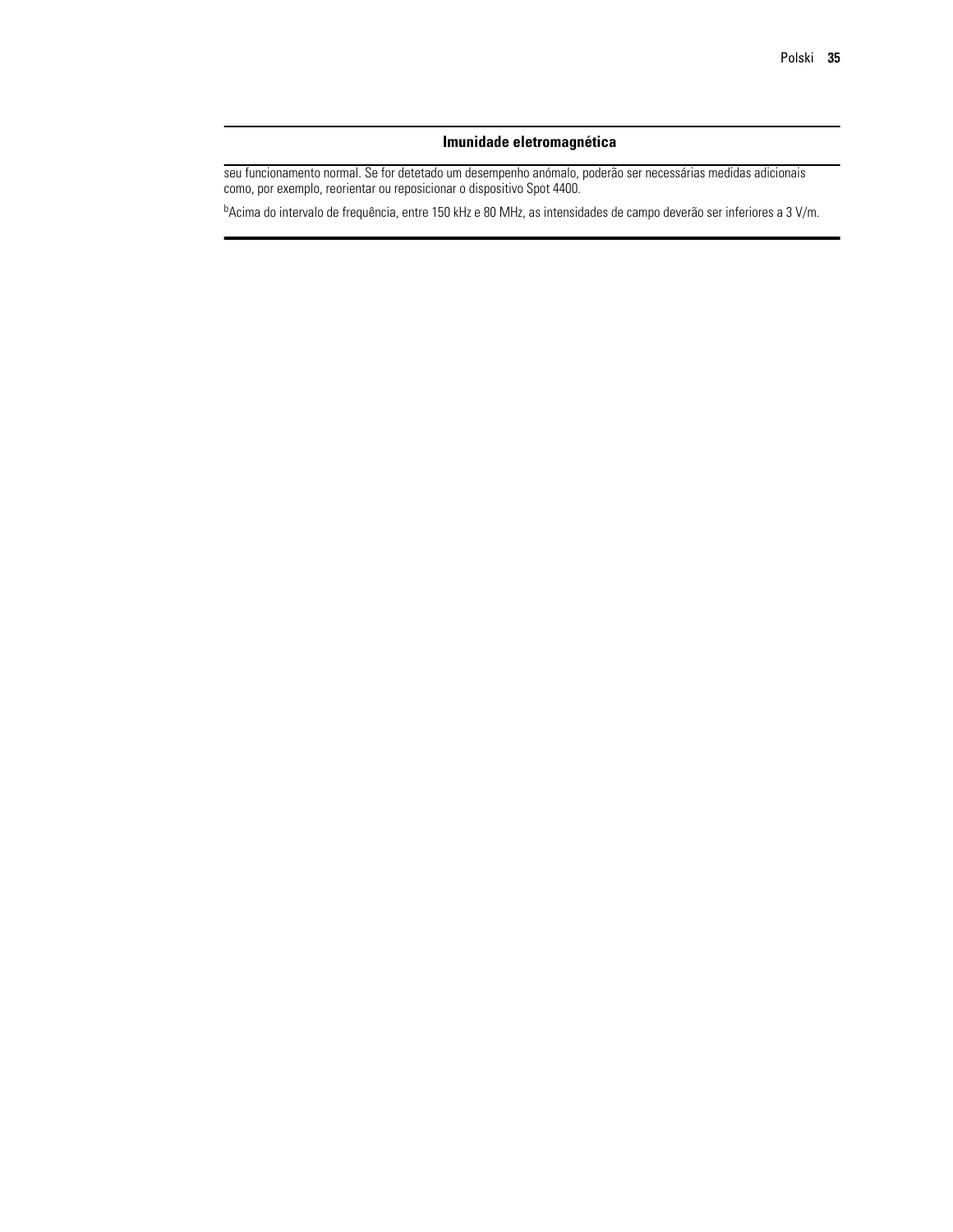| Imunidade eletromagnética |
| --- |
| seu funcionamento normal. Se for detetado um desempenho anómalo, poderão ser necessárias medidas adicionais como, por exemplo, reorientar ou reposicionar o dispositivo Spot 4400. |
| [b]Acima do intervalo de frequência, entre 150 kHz e 80 MHz, as intensidades de campo deverão ser inferiores a 3 V/m. |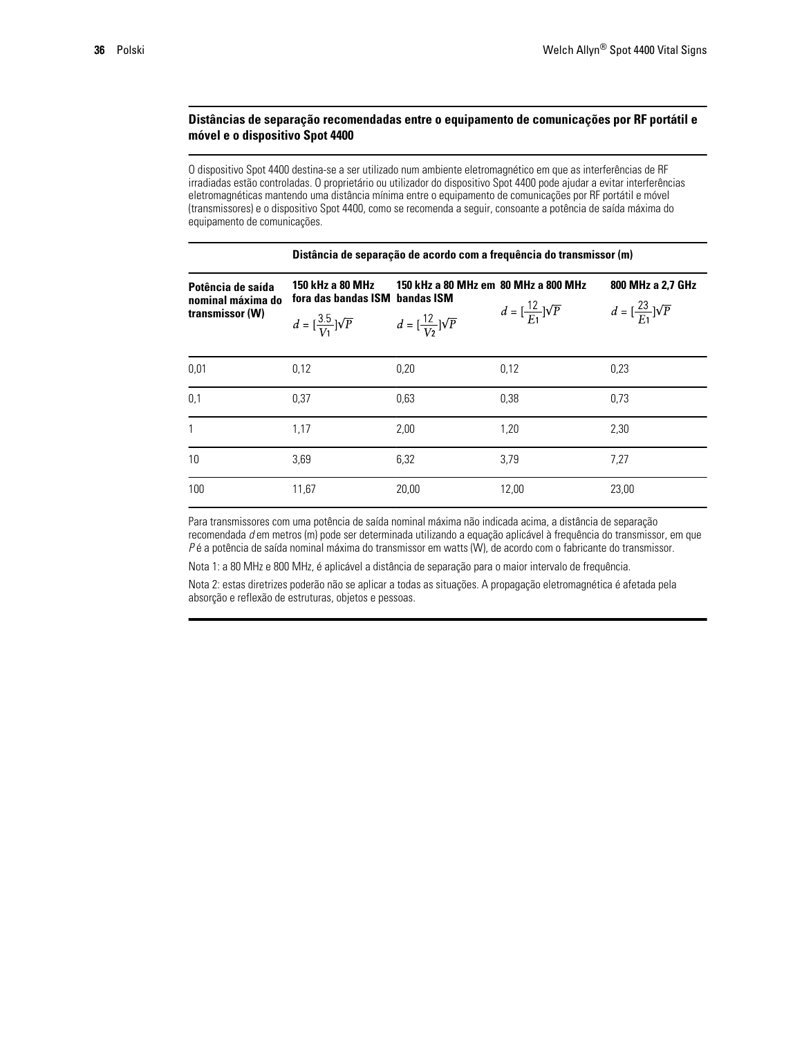### Distâncias de separação recomendadas entre o equipamento de comunicações por RF portátil e móvel e o dispositivo Spot 4400

O dispositivo Spot 4400 destina-se a ser utilizado num ambiente eletromagnético em que as interferências de RF irradiadas estão controladas. O proprietário ou utilizador do dispositivo Spot 4400 pode ajudar a evitar interferências eletromagnéticas mantendo uma distância mínima entre o equipamento de comunicações por RF portátil e móvel (transmissores) e o dispositivo Spot 4400, como se recomenda a seguir, consoante a potência de saída máxima do equipamento de comunicações.

| | **Distância de separação de acordo com a frequência do transmissor (m)** | | | |
|---|---|---|---|---|
| **Potência de saída nominal máxima do transmissor (W)** | **150 kHz a 80 MHz fora das bandas ISM** $d = [\frac{3.5}{V_1}]\sqrt{P}$ | **150 kHz a 80 MHz em bandas ISM** $d = [\frac{12}{V_2}]\sqrt{P}$ | **80 MHz a 800 MHz** $d = [\frac{12}{E_1}]\sqrt{P}$ | **800 MHz a 2,7 GHz** $d = [\frac{23}{E_1}]\sqrt{P}$ |
| 0,01 | 0,12 | 0,20 | 0,12 | 0,23 |
| 0,1 | 0,37 | 0,63 | 0,38 | 0,73 |
| 1 | 1,17 | 2,00 | 1,20 | 2,30 |
| 10 | 3,69 | 6,32 | 3,79 | 7,27 |
| 100 | 11,67 | 20,00 | 12,00 | 23,00 |

Para transmissores com uma potência de saída nominal máxima não indicada acima, a distância de separação recomendada *d* em metros (m) pode ser determinada utilizando a equação aplicável à frequência do transmissor, em que *P* é a potência de saída nominal máxima do transmissor em watts (W), de acordo com o fabricante do transmissor.

Nota 1: a 80 MHz e 800 MHz, é aplicável a distância de separação para o maior intervalo de frequência.

Nota 2: estas diretrizes poderão não se aplicar a todas as situações. A propagação eletromagnética é afetada pela absorção e reflexão de estruturas, objetos e pessoas.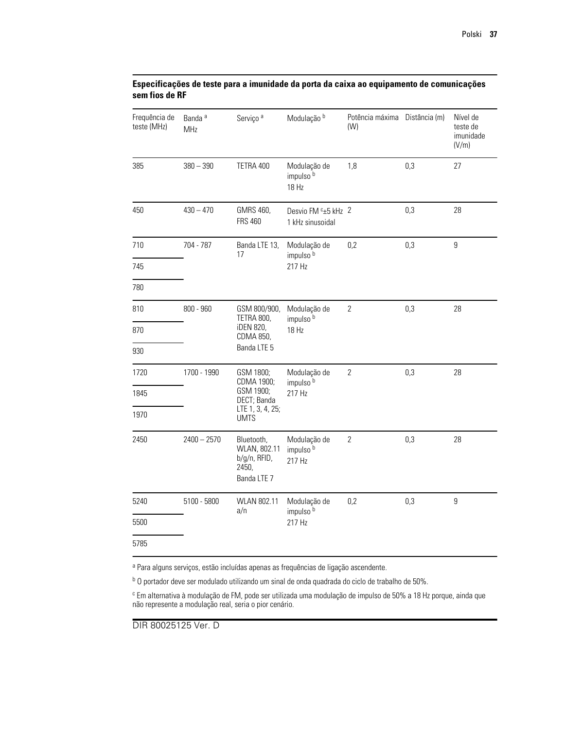**Especificações de teste para a imunidade da porta da caixa ao equipamento de comunicações sem fios de RF**

| Frequência de teste (MHz) | Banda [a] MHz | Serviço [a] | Modulação [b] | Potência máxima (W) | Distância (m) | Nível de teste de imunidade (V/m) |
|---|---|---|---|---|---|---|
| 385 | 380 – 390 | TETRA 400 | Modulação de impulso [b] 18 Hz | 1,8 | 0,3 | 27 |
| 450 | 430 – 470 | GMRS 460, FRS 460 | Desvio FM [c] ±5 kHz 1 kHz sinusoidal | 2 | 0,3 | 28 |
| 710 | 704 - 787 | Banda LTE 13, 17 | Modulação de impulso [b] 217 Hz | 0,2 | 0,3 | 9 |
| 745 | | | | | | |
| 780 | | | | | | |
| 810 | 800 - 960 | GSM 800/900, TETRA 800, iDEN 820, CDMA 850, Banda LTE 5 | Modulação de impulso [b] 18 Hz | 2 | 0,3 | 28 |
| 870 | | | | | | |
| 930 | | | | | | |
| 1720 | 1700 - 1990 | GSM 1800; CDMA 1900; GSM 1900; DECT; Banda LTE 1, 3, 4, 25; UMTS | Modulação de impulso [b] 217 Hz | 2 | 0,3 | 28 |
| 1845 | | | | | | |
| 1970 | | | | | | |
| 2450 | 2400 – 2570 | Bluetooth, WLAN, 802.11 b/g/n, RFID, 2450, Banda LTE 7 | Modulação de impulso [b] 217 Hz | 2 | 0,3 | 28 |
| 5240 | 5100 - 5800 | WLAN 802.11 a/n | Modulação de impulso [b] 217 Hz | 0,2 | 0,3 | 9 |
| 5500 | | | | | | |
| 5785 | | | | | | |

[a] Para alguns serviços, estão incluídas apenas as frequências de ligação ascendente.

[b] O portador deve ser modulado utilizando um sinal de onda quadrada do ciclo de trabalho de 50%.

[c] Em alternativa à modulação de FM, pode ser utilizada uma modulação de impulso de 50% a 18 Hz porque, ainda que não represente a modulação real, seria o pior cenário.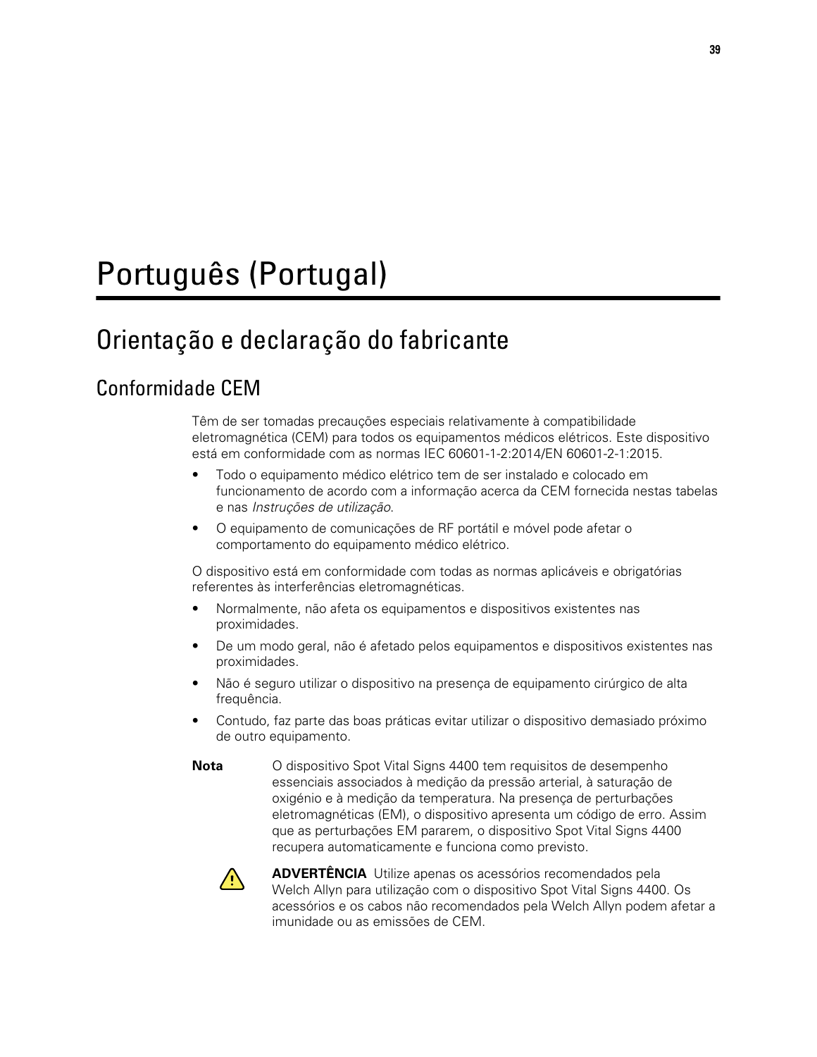# Português (Portugal)

## Orientação e declaração do fabricante

### Conformidade CEM

Têm de ser tomadas precauções especiais relativamente à compatibilidade eletromagnética (CEM) para todos os equipamentos médicos elétricos. Este dispositivo está em conformidade com as normas IEC 60601-1-2:2014/EN 60601-2-1:2015.

- Todo o equipamento médico elétrico tem de ser instalado e colocado em funcionamento de acordo com a informação acerca da CEM fornecida nestas tabelas e nas *Instruções de utilização*.
- O equipamento de comunicações de RF portátil e móvel pode afetar o comportamento do equipamento médico elétrico.

O dispositivo está em conformidade com todas as normas aplicáveis e obrigatórias referentes às interferências eletromagnéticas.

- Normalmente, não afeta os equipamentos e dispositivos existentes nas proximidades.
- De um modo geral, não é afetado pelos equipamentos e dispositivos existentes nas proximidades.
- Não é seguro utilizar o dispositivo na presença de equipamento cirúrgico de alta frequência.
- Contudo, faz parte das boas práticas evitar utilizar o dispositivo demasiado próximo de outro equipamento.

**Nota** O dispositivo Spot Vital Signs 4400 tem requisitos de desempenho essenciais associados à medição da pressão arterial, à saturação de oxigénio e à medição da temperatura. Na presença de perturbações eletromagnéticas (EM), o dispositivo apresenta um código de erro. Assim que as perturbações EM pararem, o dispositivo Spot Vital Signs 4400 recupera automaticamente e funciona como previsto.

**ADVERTÊNCIA** Utilize apenas os acessórios recomendados pela Welch Allyn para utilização com o dispositivo Spot Vital Signs 4400. Os acessórios e os cabos não recomendados pela Welch Allyn podem afetar a imunidade ou as emissões de CEM.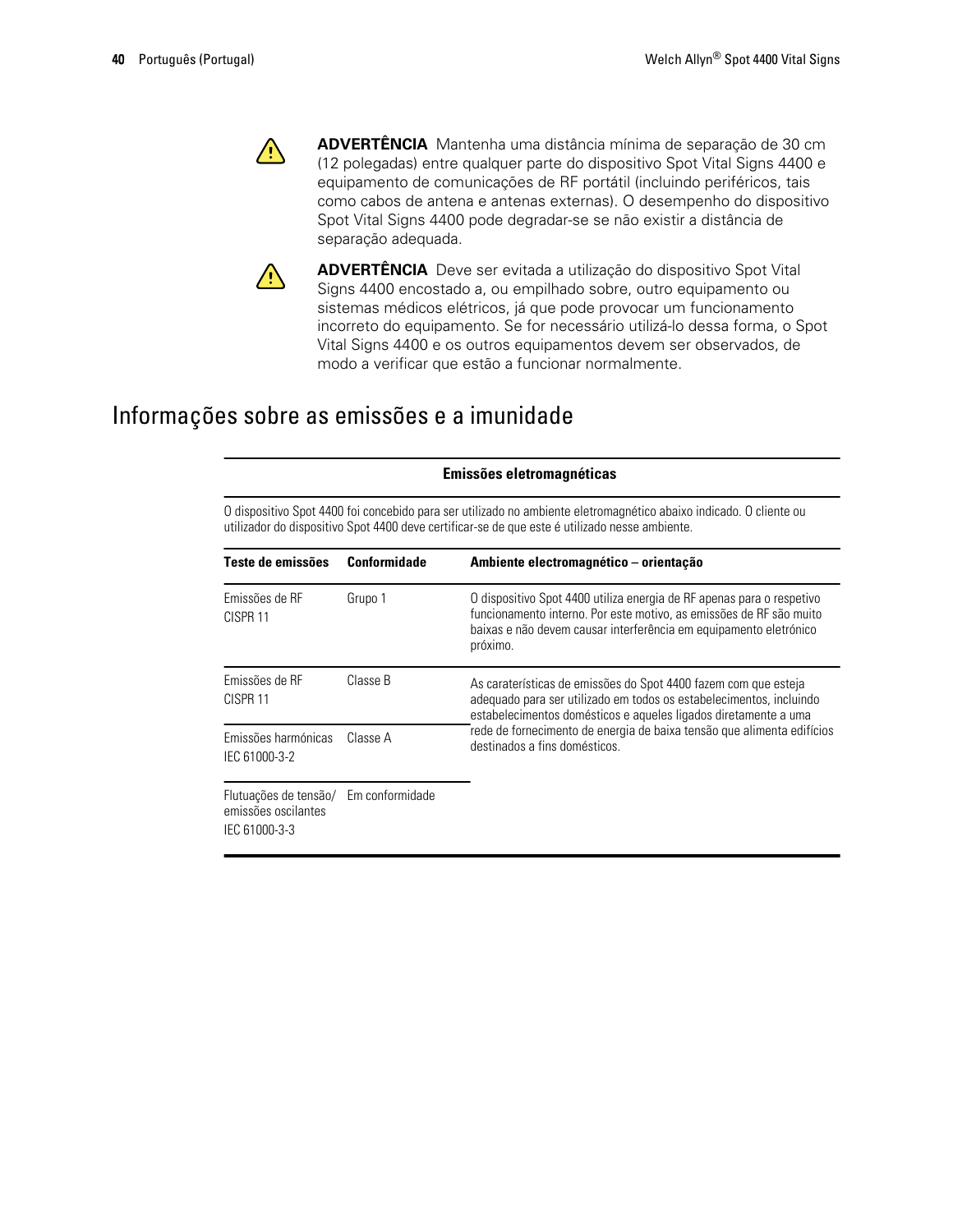⚠ **ADVERTÊNCIA** Mantenha uma distância mínima de separação de 30 cm (12 polegadas) entre qualquer parte do dispositivo Spot Vital Signs 4400 e equipamento de comunicações de RF portátil (incluindo periféricos, tais como cabos de antena e antenas externas). O desempenho do dispositivo Spot Vital Signs 4400 pode degradar-se se não existir a distância de separação adequada.

⚠ **ADVERTÊNCIA** Deve ser evitada a utilização do dispositivo Spot Vital Signs 4400 encostado a, ou empilhado sobre, outro equipamento ou sistemas médicos elétricos, já que pode provocar um funcionamento incorreto do equipamento. Se for necessário utilizá-lo dessa forma, o Spot Vital Signs 4400 e os outros equipamentos devem ser observados, de modo a verificar que estão a funcionar normalmente.

## Informações sobre as emissões e a imunidade

| Emissões eletromagnéticas | | |
|---|---|---|
| O dispositivo Spot 4400 foi concebido para ser utilizado no ambiente eletromagnético abaixo indicado. O cliente ou utilizador do dispositivo Spot 4400 deve certificar-se de que este é utilizado nesse ambiente. | | |
| **Teste de emissões** | **Conformidade** | **Ambiente electromagnético – orientação** |
| Emissões de RF CISPR 11 | Grupo 1 | O dispositivo Spot 4400 utiliza energia de RF apenas para o respetivo funcionamento interno. Por este motivo, as emissões de RF são muito baixas e não devem causar interferência em equipamento eletrónico próximo. |
| Emissões de RF CISPR 11 | Classe B | As caraterísticas de emissões do Spot 4400 fazem com que esteja adequado para ser utilizado em todos os estabelecimentos, incluindo estabelecimentos domésticos e aqueles ligados diretamente a uma rede de fornecimento de energia de baixa tensão que alimenta edifícios destinados a fins domésticos. |
| Emissões harmónicas IEC 61000-3-2 | Classe A | |
| Flutuações de tensão/ emissões oscilantes IEC 61000-3-3 | Em conformidade | |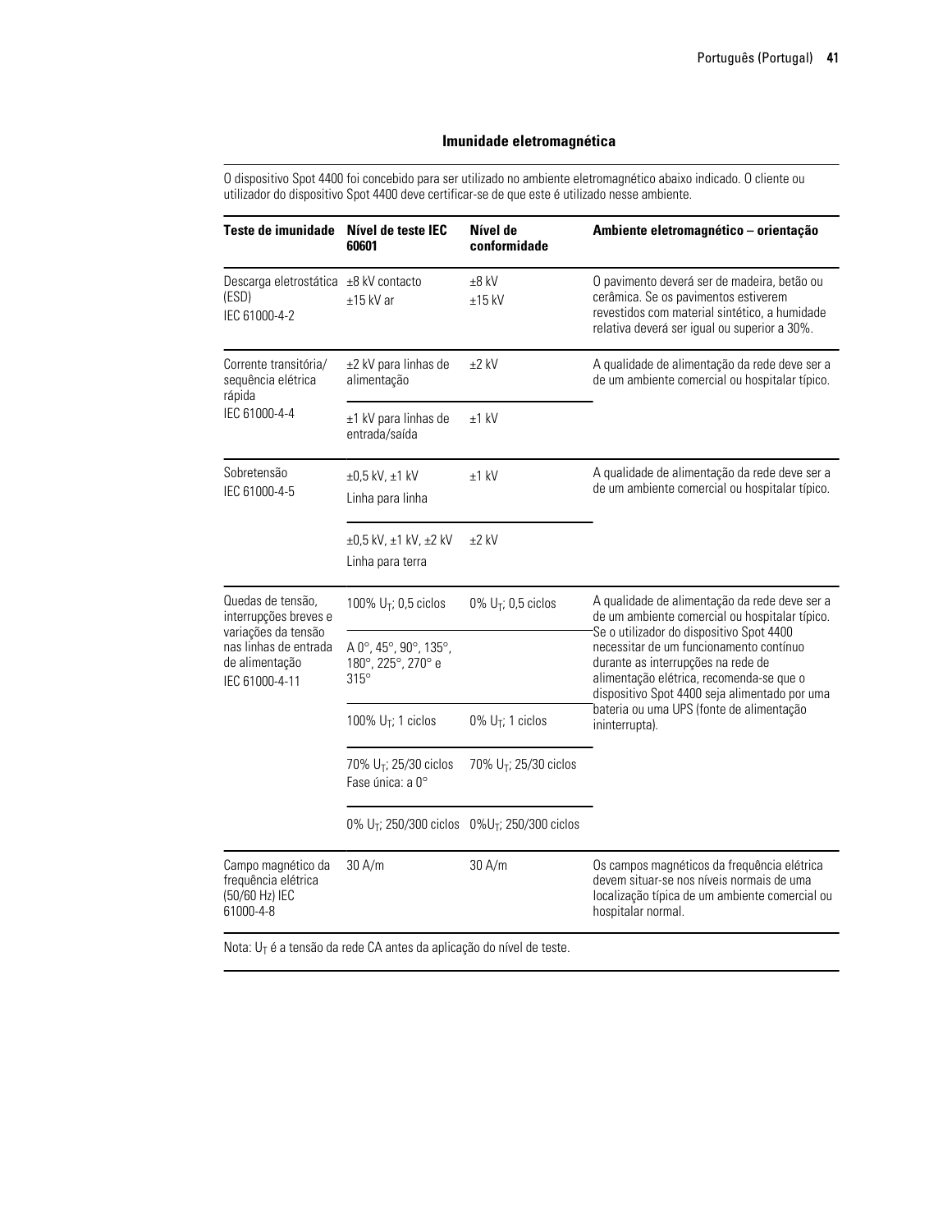## Imunidade eletromagnética

O dispositivo Spot 4400 foi concebido para ser utilizado no ambiente eletromagnético abaixo indicado. O cliente ou utilizador do dispositivo Spot 4400 deve certificar-se de que este é utilizado nesse ambiente.

| Teste de imunidade | Nível de teste IEC 60601 | Nível de conformidade | Ambiente eletromagnético – orientação |
|---|---|---|---|
| Descarga eletrostática (ESD)<br>IEC 61000-4-2 | ±8 kV contacto<br>±15 kV ar | ±8 kV<br>±15 kV | O pavimento deverá ser de madeira, betão ou cerâmica. Se os pavimentos estiverem revestidos com material sintético, a humidade relativa deverá ser igual ou superior a 30%. |
| Corrente transitória/ sequência elétrica rápida<br>IEC 61000-4-4 | ±2 kV para linhas de alimentação | ±2 kV | A qualidade de alimentação da rede deve ser a de um ambiente comercial ou hospitalar típico. |
| | ±1 kV para linhas de entrada/saída | ±1 kV | |
| Sobretensão<br>IEC 61000-4-5 | ±0,5 kV, ±1 kV<br>Linha para linha | ±1 kV | A qualidade de alimentação da rede deve ser a de um ambiente comercial ou hospitalar típico. |
| | ±0,5 kV, ±1 kV, ±2 kV<br>Linha para terra | ±2 kV | |
| Quedas de tensão, interrupções breves e variações da tensão nas linhas de entrada de alimentação<br>IEC 61000-4-11 | 100% $U_T$; 0,5 ciclos | 0% $U_T$; 0,5 ciclos | A qualidade de alimentação da rede deve ser a de um ambiente comercial ou hospitalar típico. Se o utilizador do dispositivo Spot 4400 necessitar de um funcionamento contínuo durante as interrupções na rede de alimentação elétrica, recomenda-se que o dispositivo Spot 4400 seja alimentado por uma bateria ou uma UPS (fonte de alimentação ininterrupta). |
| | A 0°, 45°, 90°, 135°, 180°, 225°, 270° e 315° | | |
| | 100% $U_T$; 1 ciclos | 0% $U_T$; 1 ciclos | |
| | 70% $U_T$; 25/30 ciclos<br>Fase única: a 0° | 70% $U_T$; 25/30 ciclos | |
| | 0% $U_T$; 250/300 ciclos | 0%$U_T$; 250/300 ciclos | |
| Campo magnético da frequência elétrica (50/60 Hz) IEC 61000-4-8 | 30 A/m | 30 A/m | Os campos magnéticos da frequência elétrica devem situar-se nos níveis normais de uma localização típica de um ambiente comercial ou hospitalar normal. |

Nota: $U_T$ é a tensão da rede CA antes da aplicação do nível de teste.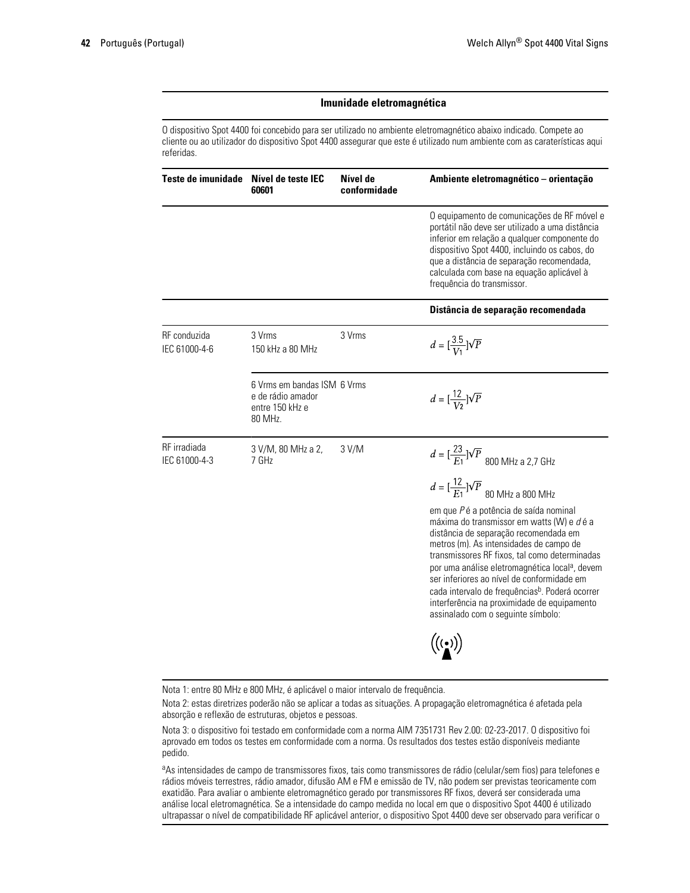## Imunidade eletromagnética

O dispositivo Spot 4400 foi concebido para ser utilizado no ambiente eletromagnético abaixo indicado. Compete ao cliente ou ao utilizador do dispositivo Spot 4400 assegurar que este é utilizado num ambiente com as caraterísticas aqui referidas.

| Teste de imunidade | Nível de teste IEC 60601 | Nível de conformidade | Ambiente eletromagnético – orientação |
|---|---|---|---|
| | | | O equipamento de comunicações de RF móvel e portátil não deve ser utilizado a uma distância inferior em relação a qualquer componente do dispositivo Spot 4400, incluindo os cabos, do que a distância de separação recomendada, calculada com base na equação aplicável à frequência do transmissor. |
| | | | **Distância de separação recomendada** |
| RF conduzida<br>IEC 61000-4-6 | 3 Vrms<br>150 kHz a 80 MHz | 3 Vrms | $d = [\frac{3.5}{V_1}]\sqrt{P}$ |
| | 6 Vrms em bandas ISM e de rádio amador entre 150 kHz e 80 MHz. | 6 Vrms | $d = [\frac{12}{V_2}]\sqrt{P}$ |
| RF irradiada<br>IEC 61000-4-3 | 3 V/M, 80 MHz a 2, 7 GHz | 3 V/M | $d = [\frac{23}{E_1}]\sqrt{P}$ 800 MHz a 2,7 GHz<br>$d = [\frac{12}{E_1}]\sqrt{P}$ 80 MHz a 800 MHz<br>em que *P* é a potência de saída nominal máxima do transmissor em watts (W) e *d* é a distância de separação recomendada em metros (m). As intensidades de campo de transmissores RF fixos, tal como determinadas por uma análise eletromagnética local[a], devem ser inferiores ao nível de conformidade em cada intervalo de frequências[b]. Poderá ocorrer interferência na proximidade de equipamento assinalado com o seguinte símbolo: |

Nota 1: entre 80 MHz e 800 MHz, é aplicável o maior intervalo de frequência.

Nota 2: estas diretrizes poderão não se aplicar a todas as situações. A propagação eletromagnética é afetada pela absorção e reflexão de estruturas, objetos e pessoas.

Nota 3: o dispositivo foi testado em conformidade com a norma AIM 7351731 Rev 2.00: 02-23-2017. O dispositivo foi aprovado em todos os testes em conformidade com a norma. Os resultados dos testes estão disponíveis mediante pedido.

[a]As intensidades de campo de transmissores fixos, tais como transmissores de rádio (celular/sem fios) para telefones e rádios móveis terrestres, rádio amador, difusão AM e FM e emissão de TV, não podem ser previstas teoricamente com exatidão. Para avaliar o ambiente eletromagnético gerado por transmissores RF fixos, deverá ser considerada uma análise local eletromagnética. Se a intensidade do campo medida no local em que o dispositivo Spot 4400 é utilizado ultrapassar o nível de compatibilidade RF aplicável anterior, o dispositivo Spot 4400 deve ser observado para verificar o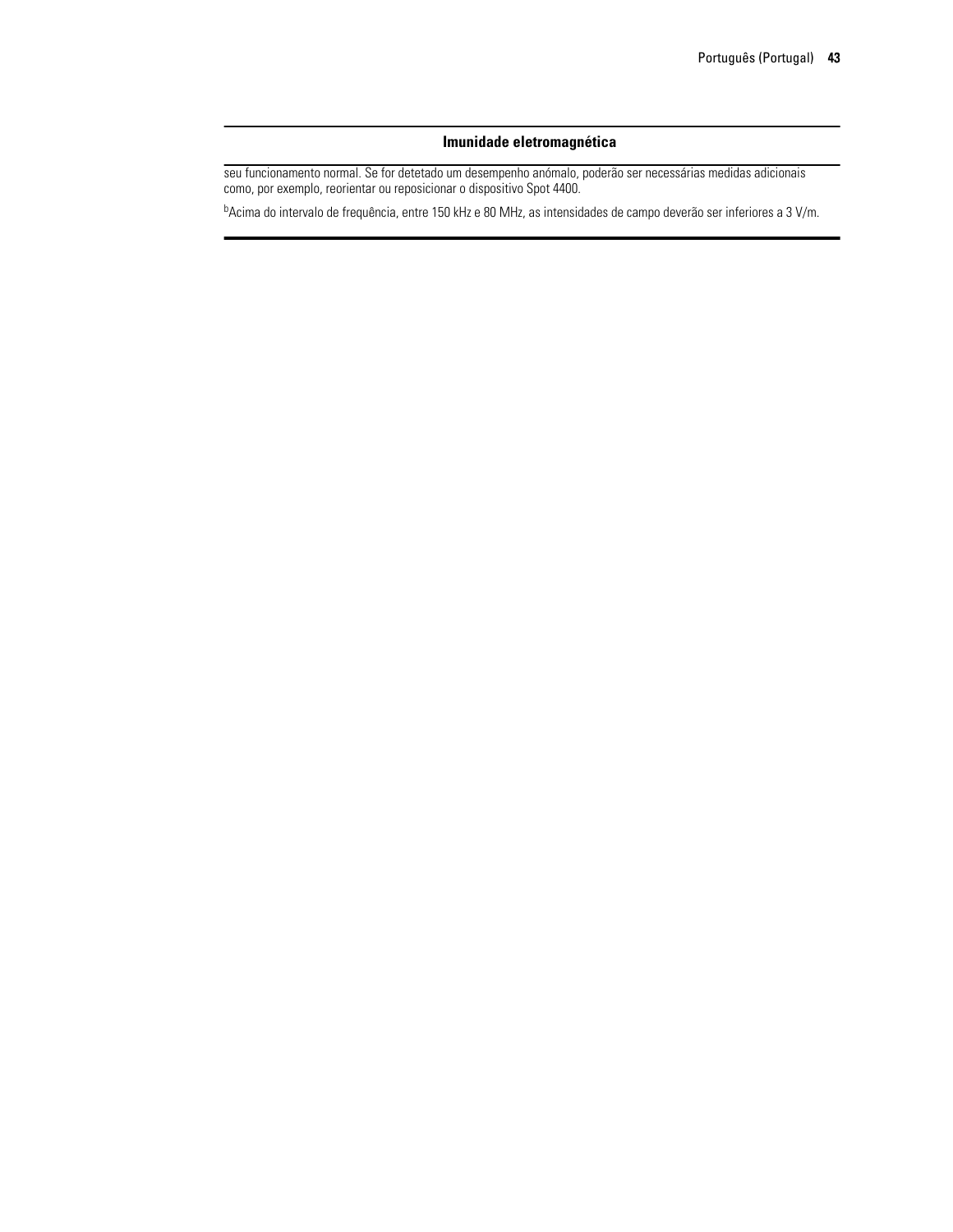| Imunidade eletromagnética |
| --- |
| seu funcionamento normal. Se for detetado um desempenho anómalo, poderão ser necessárias medidas adicionais como, por exemplo, reorientar ou reposicionar o dispositivo Spot 4400. |
| [b]Acima do intervalo de frequência, entre 150 kHz e 80 MHz, as intensidades de campo deverão ser inferiores a 3 V/m. |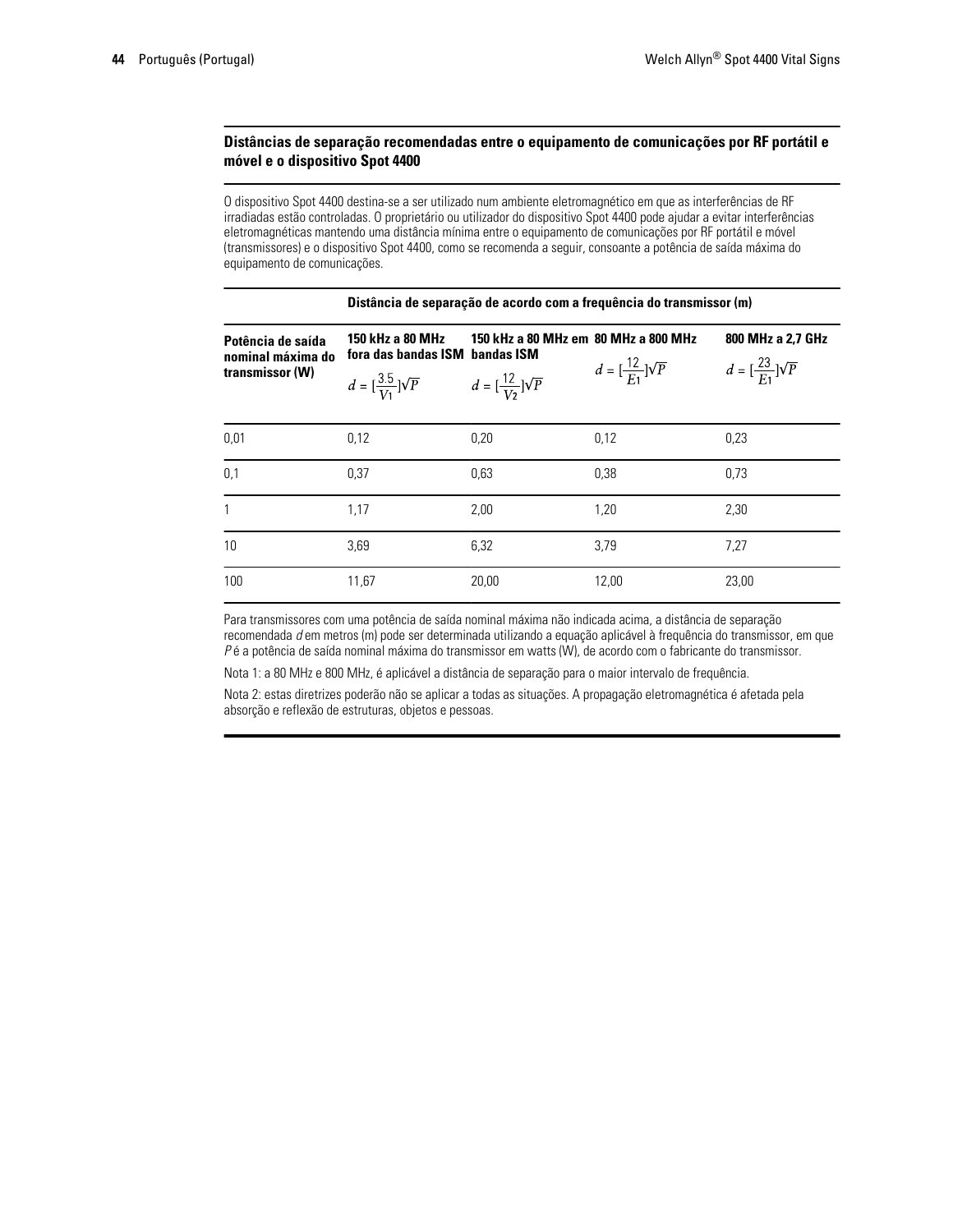### Distâncias de separação recomendadas entre o equipamento de comunicações por RF portátil e móvel e o dispositivo Spot 4400

O dispositivo Spot 4400 destina-se a ser utilizado num ambiente eletromagnético em que as interferências de RF irradiadas estão controladas. O proprietário ou utilizador do dispositivo Spot 4400 pode ajudar a evitar interferências eletromagnéticas mantendo uma distância mínima entre o equipamento de comunicações por RF portátil e móvel (transmissores) e o dispositivo Spot 4400, como se recomenda a seguir, consoante a potência de saída máxima do equipamento de comunicações.

| | **Distância de separação de acordo com a frequência do transmissor (m)** | | | |
|---|---|---|---|---|
| **Potência de saída nominal máxima do transmissor (W)** | **150 kHz a 80 MHz fora das bandas ISM** $d = [\frac{3.5}{V_1}]\sqrt{P}$ | **150 kHz a 80 MHz em bandas ISM** $d = [\frac{12}{V_2}]\sqrt{P}$ | **80 MHz a 800 MHz** $d = [\frac{12}{E_1}]\sqrt{P}$ | **800 MHz a 2,7 GHz** $d = [\frac{23}{E_1}]\sqrt{P}$ |
| 0,01 | 0,12 | 0,20 | 0,12 | 0,23 |
| 0,1 | 0,37 | 0,63 | 0,38 | 0,73 |
| 1 | 1,17 | 2,00 | 1,20 | 2,30 |
| 10 | 3,69 | 6,32 | 3,79 | 7,27 |
| 100 | 11,67 | 20,00 | 12,00 | 23,00 |

Para transmissores com uma potência de saída nominal máxima não indicada acima, a distância de separação recomendada $d$ em metros (m) pode ser determinada utilizando a equação aplicável à frequência do transmissor, em que $P$ é a potência de saída nominal máxima do transmissor em watts (W), de acordo com o fabricante do transmissor.

Nota 1: a 80 MHz e 800 MHz, é aplicável a distância de separação para o maior intervalo de frequência.

Nota 2: estas diretrizes poderão não se aplicar a todas as situações. A propagação eletromagnética é afetada pela absorção e reflexão de estruturas, objetos e pessoas.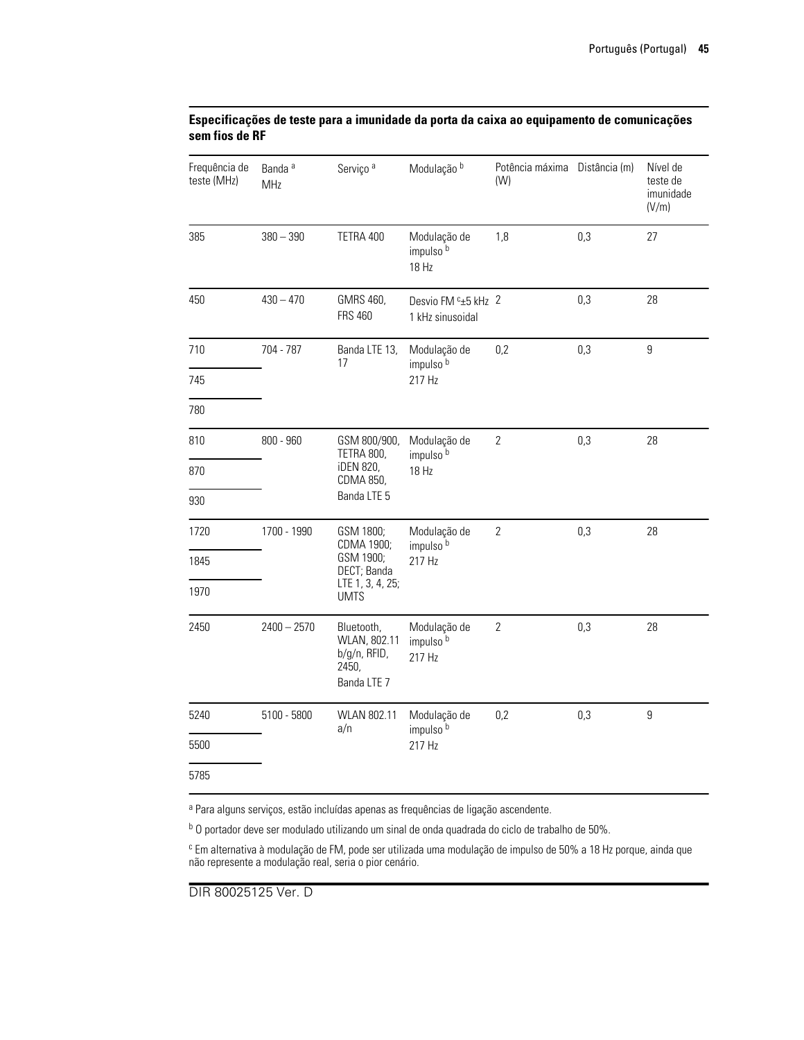**Especificações de teste para a imunidade da porta da caixa ao equipamento de comunicações sem fios de RF**

| Frequência de teste (MHz) | Banda [a] MHz | Serviço [a] | Modulação [b] | Potência máxima (W) | Distância (m) | Nível de teste de imunidade (V/m) |
|---|---|---|---|---|---|---|
| 385 | 380 – 390 | TETRA 400 | Modulação de impulso [b] 18 Hz | 1,8 | 0,3 | 27 |
| 450 | 430 – 470 | GMRS 460, FRS 460 | Desvio FM [c] ±5 kHz 1 kHz sinusoidal | 2 | 0,3 | 28 |
| 710 | 704 - 787 | Banda LTE 13, 17 | Modulação de impulso [b] 217 Hz | 0,2 | 0,3 | 9 |
| 745 | | | | | | |
| 780 | | | | | | |
| 810 | 800 - 960 | GSM 800/900, TETRA 800, iDEN 820, CDMA 850, Banda LTE 5 | Modulação de impulso [b] 18 Hz | 2 | 0,3 | 28 |
| 870 | | | | | | |
| 930 | | | | | | |
| 1720 | 1700 - 1990 | GSM 1800; CDMA 1900; GSM 1900; DECT; Banda LTE 1, 3, 4, 25; UMTS | Modulação de impulso [b] 217 Hz | 2 | 0,3 | 28 |
| 1845 | | | | | | |
| 1970 | | | | | | |
| 2450 | 2400 – 2570 | Bluetooth, WLAN, 802.11 b/g/n, RFID, 2450, Banda LTE 7 | Modulação de impulso [b] 217 Hz | 2 | 0,3 | 28 |
| 5240 | 5100 - 5800 | WLAN 802.11 a/n | Modulação de impulso [b] 217 Hz | 0,2 | 0,3 | 9 |
| 5500 | | | | | | |
| 5785 | | | | | | |

[a] Para alguns serviços, estão incluídas apenas as frequências de ligação ascendente.

[b] O portador deve ser modulado utilizando um sinal de onda quadrada do ciclo de trabalho de 50%.

[c] Em alternativa à modulação de FM, pode ser utilizada uma modulação de impulso de 50% a 18 Hz porque, ainda que não represente a modulação real, seria o pior cenário.